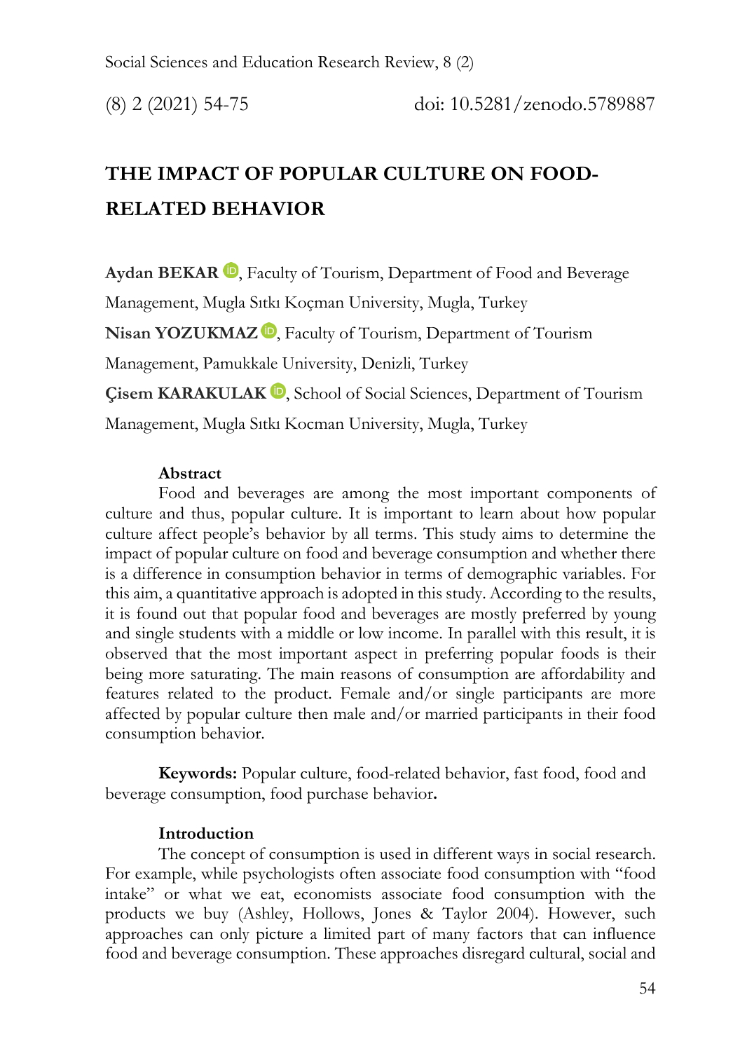# THE IMPACT OF POPULAR CULTURE ON FOOD-RELATED BEHAVIOR

**Aydan BEKAR**, Faculty of Tourism, Department of Food and Beverage Management, Mugla Sıtkı Koçman University, Mugla, Turkey

**Nisan YOZUKMAZ**, Faculty of Tourism, Department of Tourism Management, Pamukkale University, Denizli, Turkey

**Çisem KARAKULAK**, School of Social Sciences, Department of Tourism Management, Mugla Sıtkı Kocman University, Mugla, Turkey

### Abstract

Food and beverages are among the most important components of culture and thus, popular culture. It is important to learn about how popular culture affect people's behavior by all terms. This study aims to determine the impact of popular culture on food and beverage consumption and whether there is a difference in consumption behavior in terms of demographic variables. For this aim, a quantitative approach is adopted in this study. According to the results, it is found out that popular food and beverages are mostly preferred by young and single students with a middle or low income. In parallel with this result, it is observed that the most important aspect in preferring popular foods is their being more saturating. The main reasons of consumption are affordability and features related to the product. Female and/or single participants are more affected by popular culture then male and/or married participants in their food consumption behavior.

**Keywords:** Popular culture, food-related behavior, fast food, food and beverage consumption, food purchase behavior**.**

### Introduction

The concept of consumption is used in different ways in social research. For example, while psychologists often associate food consumption with "food intake" or what we eat, economists associate food consumption with the products we buy (Ashley, Hollows, Jones & Taylor 2004). However, such approaches can only picture a limited part of many factors that can influence food and beverage consumption. These approaches disregard cultural, social and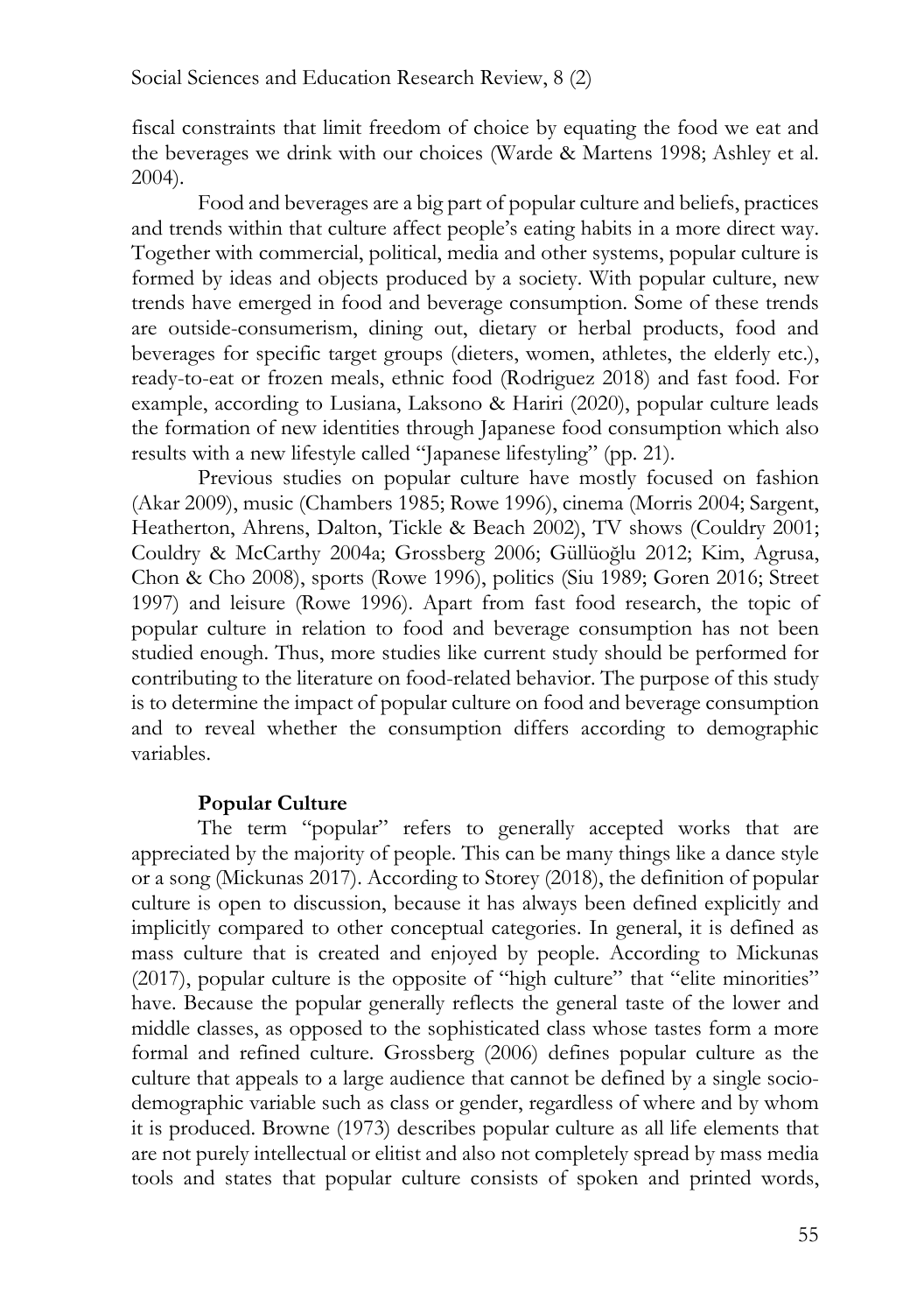fiscal constraints that limit freedom of choice by equating the food we eat and the beverages we drink with our choices (Warde & Martens 1998; Ashley et al. 2004).

Food and beverages are a big part of popular culture and beliefs, practices and trends within that culture affect people's eating habits in a more direct way. Together with commercial, political, media and other systems, popular culture is formed by ideas and objects produced by a society. With popular culture, new trends have emerged in food and beverage consumption. Some of these trends are outside-consumerism, dining out, dietary or herbal products, food and beverages for specific target groups (dieters, women, athletes, the elderly etc.), ready-to-eat or frozen meals, ethnic food (Rodriguez 2018) and fast food. For example, according to Lusiana, Laksono & Hariri (2020), popular culture leads the formation of new identities through Japanese food consumption which also results with a new lifestyle called "Japanese lifestyling" (pp. 21).

Previous studies on popular culture have mostly focused on fashion (Akar 2009), music (Chambers 1985; Rowe 1996), cinema (Morris 2004; Sargent, Heatherton, Ahrens, Dalton, Tickle & Beach 2002), TV shows (Couldry 2001; Couldry & McCarthy 2004a; Grossberg 2006; Güllüoğlu 2012; Kim, Agrusa, Chon & Cho 2008), sports (Rowe 1996), politics (Siu 1989; Goren 2016; Street 1997) and leisure (Rowe 1996). Apart from fast food research, the topic of popular culture in relation to food and beverage consumption has not been studied enough. Thus, more studies like current study should be performed for contributing to the literature on food-related behavior. The purpose of this study is to determine the impact of popular culture on food and beverage consumption and to reveal whether the consumption differs according to demographic variables.

## Popular Culture

The term "popular" refers to generally accepted works that are appreciated by the majority of people. This can be many things like a dance style or a song (Mickunas 2017). According to Storey (2018), the definition of popular culture is open to discussion, because it has always been defined explicitly and implicitly compared to other conceptual categories. In general, it is defined as mass culture that is created and enjoyed by people. According to Mickunas (2017), popular culture is the opposite of "high culture" that "elite minorities" have. Because the popular generally reflects the general taste of the lower and middle classes, as opposed to the sophisticated class whose tastes form a more formal and refined culture. Grossberg (2006) defines popular culture as the culture that appeals to a large audience that cannot be defined by a single socio-demographic variable such as class or gender, regardless of where and by whom it is produced. Browne (1973) describes popular culture as all life elements that are not purely intellectual or elitist and also not completely spread by mass media tools and states that popular culture consists of spoken and printed words,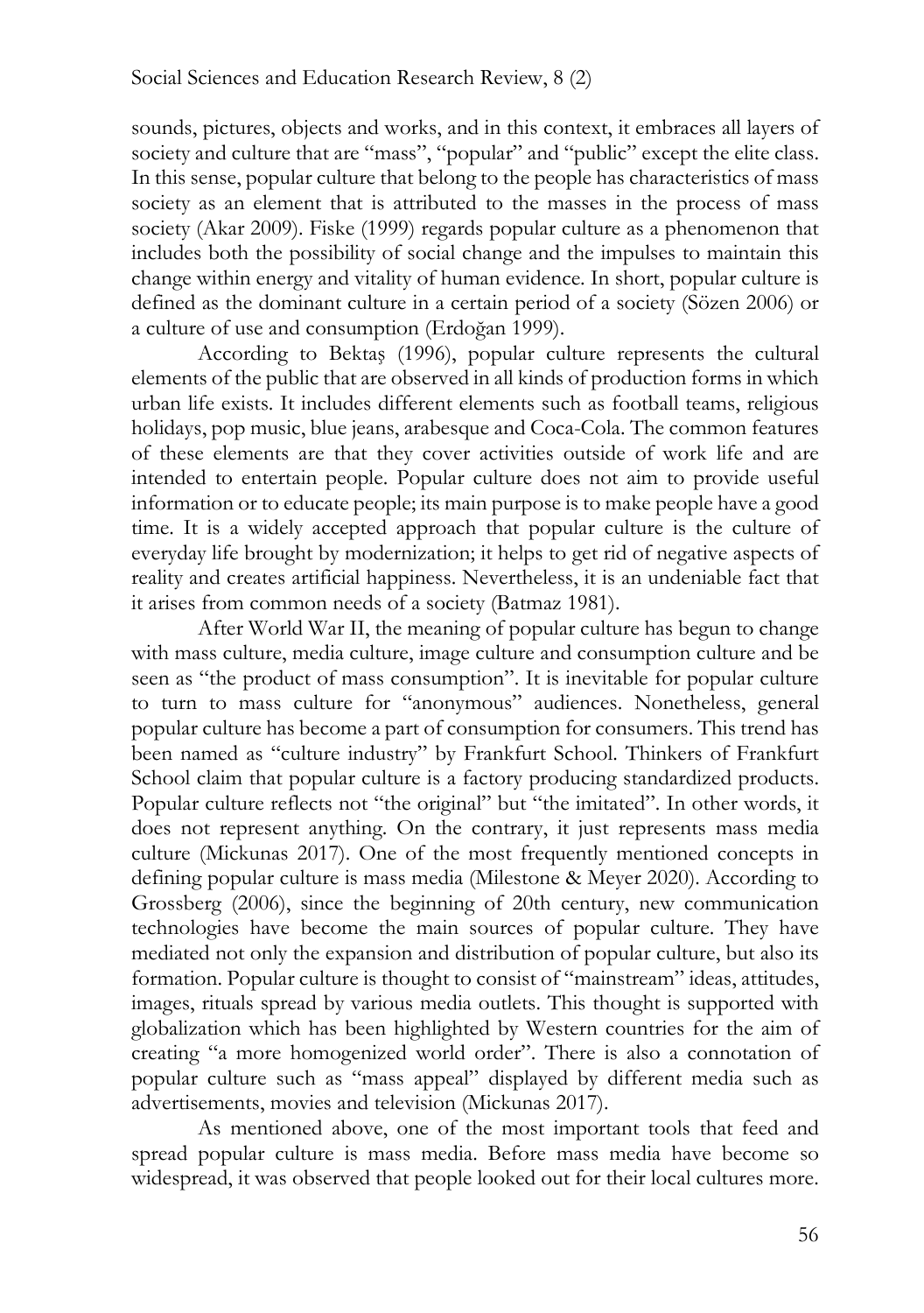sounds, pictures, objects and works, and in this context, it embraces all layers of society and culture that are "mass", "popular" and "public" except the elite class. In this sense, popular culture that belong to the people has characteristics of mass society as an element that is attributed to the masses in the process of mass society (Akar 2009). Fiske (1999) regards popular culture as a phenomenon that includes both the possibility of social change and the impulses to maintain this change within energy and vitality of human evidence. In short, popular culture is defined as the dominant culture in a certain period of a society (Sözen 2006) or a culture of use and consumption (Erdoğan 1999).

According to Bektaş (1996), popular culture represents the cultural elements of the public that are observed in all kinds of production forms in which urban life exists. It includes different elements such as football teams, religious holidays, pop music, blue jeans, arabesque and Coca-Cola. The common features of these elements are that they cover activities outside of work life and are intended to entertain people. Popular culture does not aim to provide useful information or to educate people; its main purpose is to make people have a good time. It is a widely accepted approach that popular culture is the culture of everyday life brought by modernization; it helps to get rid of negative aspects of reality and creates artificial happiness. Nevertheless, it is an undeniable fact that it arises from common needs of a society (Batmaz 1981).

After World War II, the meaning of popular culture has begun to change with mass culture, media culture, image culture and consumption culture and be seen as "the product of mass consumption". It is inevitable for popular culture to turn to mass culture for "anonymous" audiences. Nonetheless, general popular culture has become a part of consumption for consumers. This trend has been named as "culture industry" by Frankfurt School. Thinkers of Frankfurt School claim that popular culture is a factory producing standardized products. Popular culture reflects not "the original" but "the imitated". In other words, it does not represent anything. On the contrary, it just represents mass media culture (Mickunas 2017). One of the most frequently mentioned concepts in defining popular culture is mass media (Milestone & Meyer 2020). According to Grossberg (2006), since the beginning of 20th century, new communication technologies have become the main sources of popular culture. They have mediated not only the expansion and distribution of popular culture, but also its formation. Popular culture is thought to consist of "mainstream" ideas, attitudes, images, rituals spread by various media outlets. This thought is supported with globalization which has been highlighted by Western countries for the aim of creating "a more homogenized world order". There is also a connotation of popular culture such as "mass appeal" displayed by different media such as advertisements, movies and television (Mickunas 2017).

As mentioned above, one of the most important tools that feed and spread popular culture is mass media. Before mass media have become so widespread, it was observed that people looked out for their local cultures more.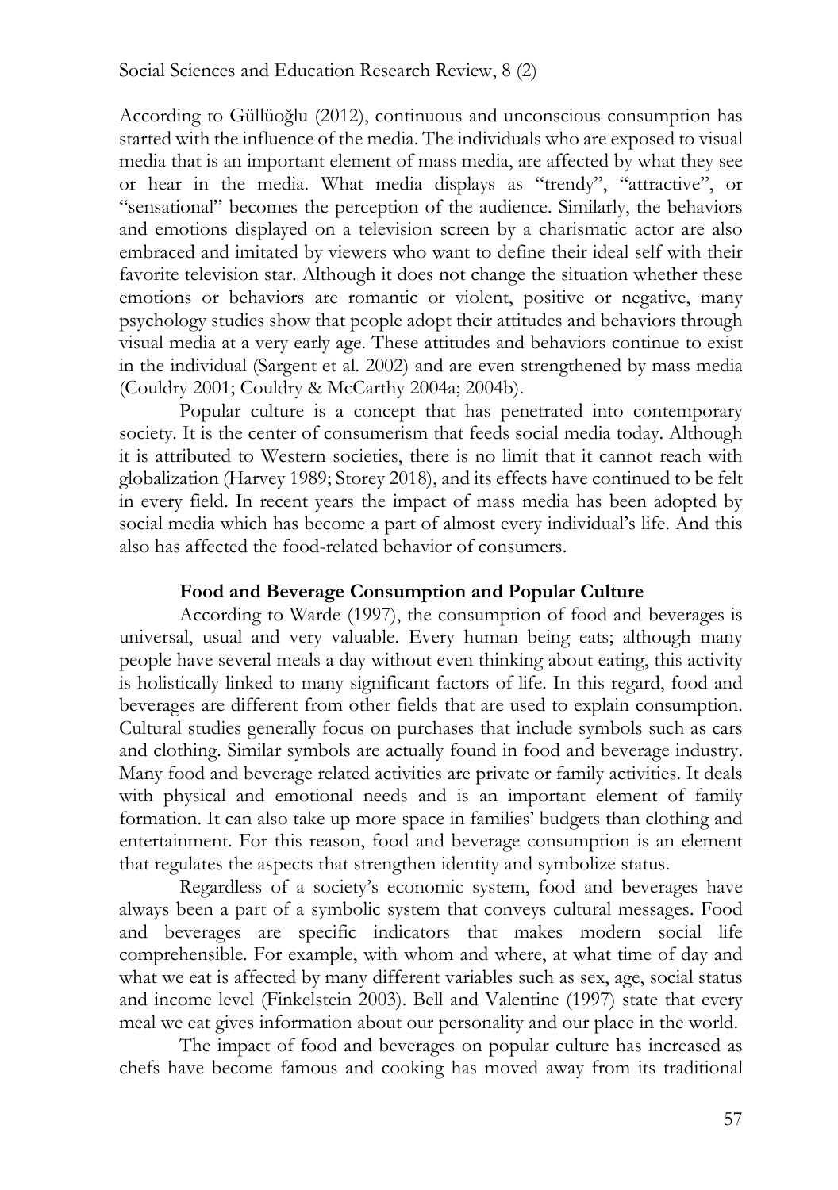According to Güllüoğlu (2012), continuous and unconscious consumption has started with the influence of the media. The individuals who are exposed to visual media that is an important element of mass media, are affected by what they see or hear in the media. What media displays as "trendy", "attractive", or "sensational" becomes the perception of the audience. Similarly, the behaviors and emotions displayed on a television screen by a charismatic actor are also embraced and imitated by viewers who want to define their ideal self with their favorite television star. Although it does not change the situation whether these emotions or behaviors are romantic or violent, positive or negative, many psychology studies show that people adopt their attitudes and behaviors through visual media at a very early age. These attitudes and behaviors continue to exist in the individual (Sargent et al. 2002) and are even strengthened by mass media (Couldry 2001; Couldry & McCarthy 2004a; 2004b).

Popular culture is a concept that has penetrated into contemporary society. It is the center of consumerism that feeds social media today. Although it is attributed to Western societies, there is no limit that it cannot reach with globalization (Harvey 1989; Storey 2018), and its effects have continued to be felt in every field. In recent years the impact of mass media has been adopted by social media which has become a part of almost every individual's life. And this also has affected the food-related behavior of consumers.

## Food and Beverage Consumption and Popular Culture

According to Warde (1997), the consumption of food and beverages is universal, usual and very valuable. Every human being eats; although many people have several meals a day without even thinking about eating, this activity is holistically linked to many significant factors of life. In this regard, food and beverages are different from other fields that are used to explain consumption. Cultural studies generally focus on purchases that include symbols such as cars and clothing. Similar symbols are actually found in food and beverage industry. Many food and beverage related activities are private or family activities. It deals with physical and emotional needs and is an important element of family formation. It can also take up more space in families' budgets than clothing and entertainment. For this reason, food and beverage consumption is an element that regulates the aspects that strengthen identity and symbolize status.

Regardless of a society's economic system, food and beverages have always been a part of a symbolic system that conveys cultural messages. Food and beverages are specific indicators that makes modern social life comprehensible. For example, with whom and where, at what time of day and what we eat is affected by many different variables such as sex, age, social status and income level (Finkelstein 2003). Bell and Valentine (1997) state that every meal we eat gives information about our personality and our place in the world.

The impact of food and beverages on popular culture has increased as chefs have become famous and cooking has moved away from its traditional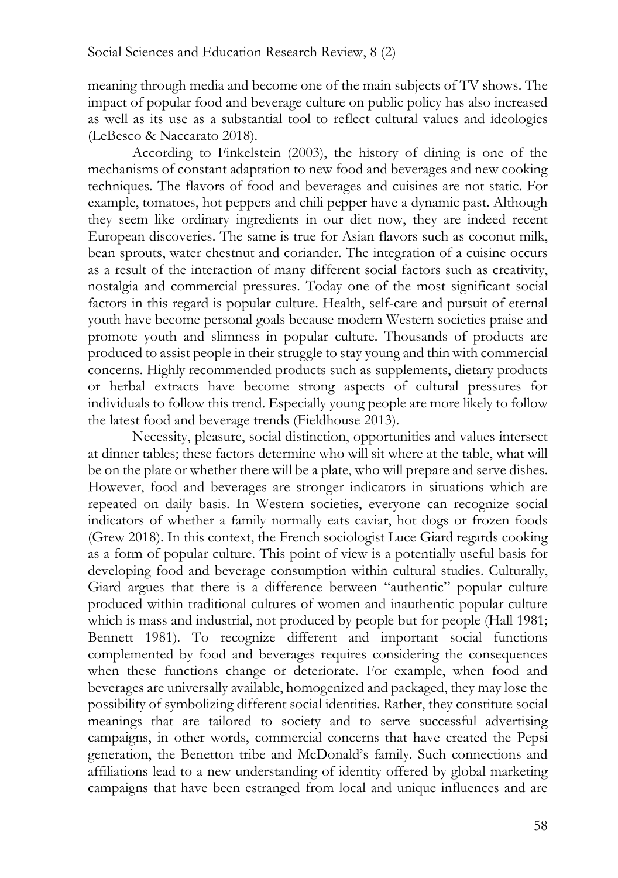meaning through media and become one of the main subjects of TV shows. The impact of popular food and beverage culture on public policy has also increased as well as its use as a substantial tool to reflect cultural values and ideologies (LeBesco & Naccarato 2018).

According to Finkelstein (2003), the history of dining is one of the mechanisms of constant adaptation to new food and beverages and new cooking techniques. The flavors of food and beverages and cuisines are not static. For example, tomatoes, hot peppers and chili pepper have a dynamic past. Although they seem like ordinary ingredients in our diet now, they are indeed recent European discoveries. The same is true for Asian flavors such as coconut milk, bean sprouts, water chestnut and coriander. The integration of a cuisine occurs as a result of the interaction of many different social factors such as creativity, nostalgia and commercial pressures. Today one of the most significant social factors in this regard is popular culture. Health, self-care and pursuit of eternal youth have become personal goals because modern Western societies praise and promote youth and slimness in popular culture. Thousands of products are produced to assist people in their struggle to stay young and thin with commercial concerns. Highly recommended products such as supplements, dietary products or herbal extracts have become strong aspects of cultural pressures for individuals to follow this trend. Especially young people are more likely to follow the latest food and beverage trends (Fieldhouse 2013).

Necessity, pleasure, social distinction, opportunities and values intersect at dinner tables; these factors determine who will sit where at the table, what will be on the plate or whether there will be a plate, who will prepare and serve dishes. However, food and beverages are stronger indicators in situations which are repeated on daily basis. In Western societies, everyone can recognize social indicators of whether a family normally eats caviar, hot dogs or frozen foods (Grew 2018). In this context, the French sociologist Luce Giard regards cooking as a form of popular culture. This point of view is a potentially useful basis for developing food and beverage consumption within cultural studies. Culturally, Giard argues that there is a difference between "authentic" popular culture produced within traditional cultures of women and inauthentic popular culture which is mass and industrial, not produced by people but for people (Hall 1981; Bennett 1981). To recognize different and important social functions complemented by food and beverages requires considering the consequences when these functions change or deteriorate. For example, when food and beverages are universally available, homogenized and packaged, they may lose the possibility of symbolizing different social identities. Rather, they constitute social meanings that are tailored to society and to serve successful advertising campaigns, in other words, commercial concerns that have created the Pepsi generation, the Benetton tribe and McDonald's family. Such connections and affiliations lead to a new understanding of identity offered by global marketing campaigns that have been estranged from local and unique influences and are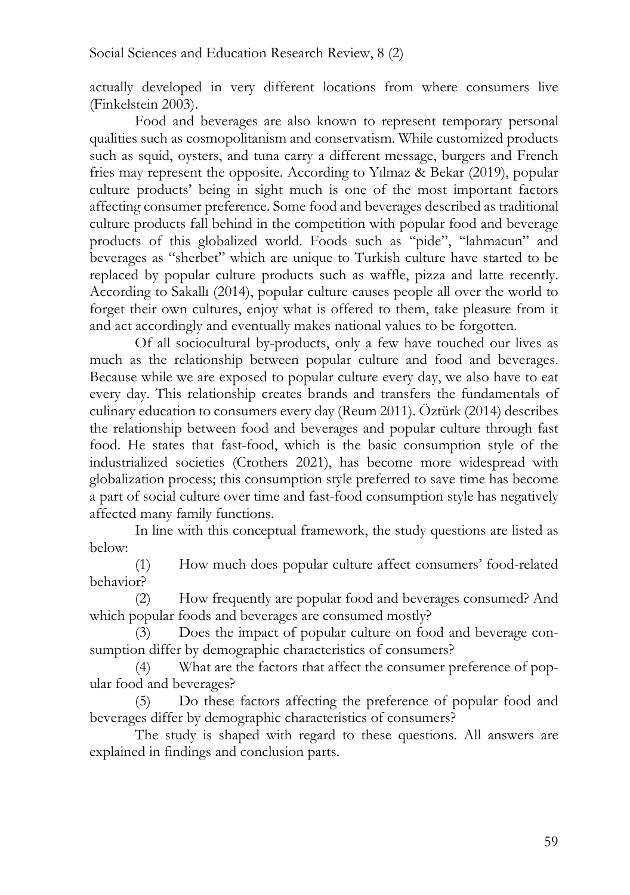actually developed in very different locations from where consumers live (Finkelstein 2003).

Food and beverages are also known to represent temporary personal qualities such as cosmopolitanism and conservatism. While customized products such as squid, oysters, and tuna carry a different message, burgers and French fries may represent the opposite. According to Yılmaz & Bekar (2019), popular culture products' being in sight much is one of the most important factors affecting consumer preference. Some food and beverages described as traditional culture products fall behind in the competition with popular food and beverage products of this globalized world. Foods such as "pide", "lahmacun" and beverages as "sherbet" which are unique to Turkish culture have started to be replaced by popular culture products such as waffle, pizza and latte recently. According to Sakallı (2014), popular culture causes people all over the world to forget their own cultures, enjoy what is offered to them, take pleasure from it and act accordingly and eventually makes national values to be forgotten.

Of all sociocultural by-products, only a few have touched our lives as much as the relationship between popular culture and food and beverages. Because while we are exposed to popular culture every day, we also have to eat every day. This relationship creates brands and transfers the fundamentals of culinary education to consumers every day (Reum 2011). Öztürk (2014) describes the relationship between food and beverages and popular culture through fast food. He states that fast-food, which is the basic consumption style of the industrialized societies (Crothers 2021), has become more widespread with globalization process; this consumption style preferred to save time has become a part of social culture over time and fast-food consumption style has negatively affected many family functions.

In line with this conceptual framework, the study questions are listed as below:

(1) How much does popular culture affect consumers' food-related behavior?

(2) How frequently are popular food and beverages consumed? And which popular foods and beverages are consumed mostly?

(3) Does the impact of popular culture on food and beverage consumption differ by demographic characteristics of consumers?

(4) What are the factors that affect the consumer preference of popular food and beverages?

(5) Do these factors affecting the preference of popular food and beverages differ by demographic characteristics of consumers?

The study is shaped with regard to these questions. All answers are explained in findings and conclusion parts.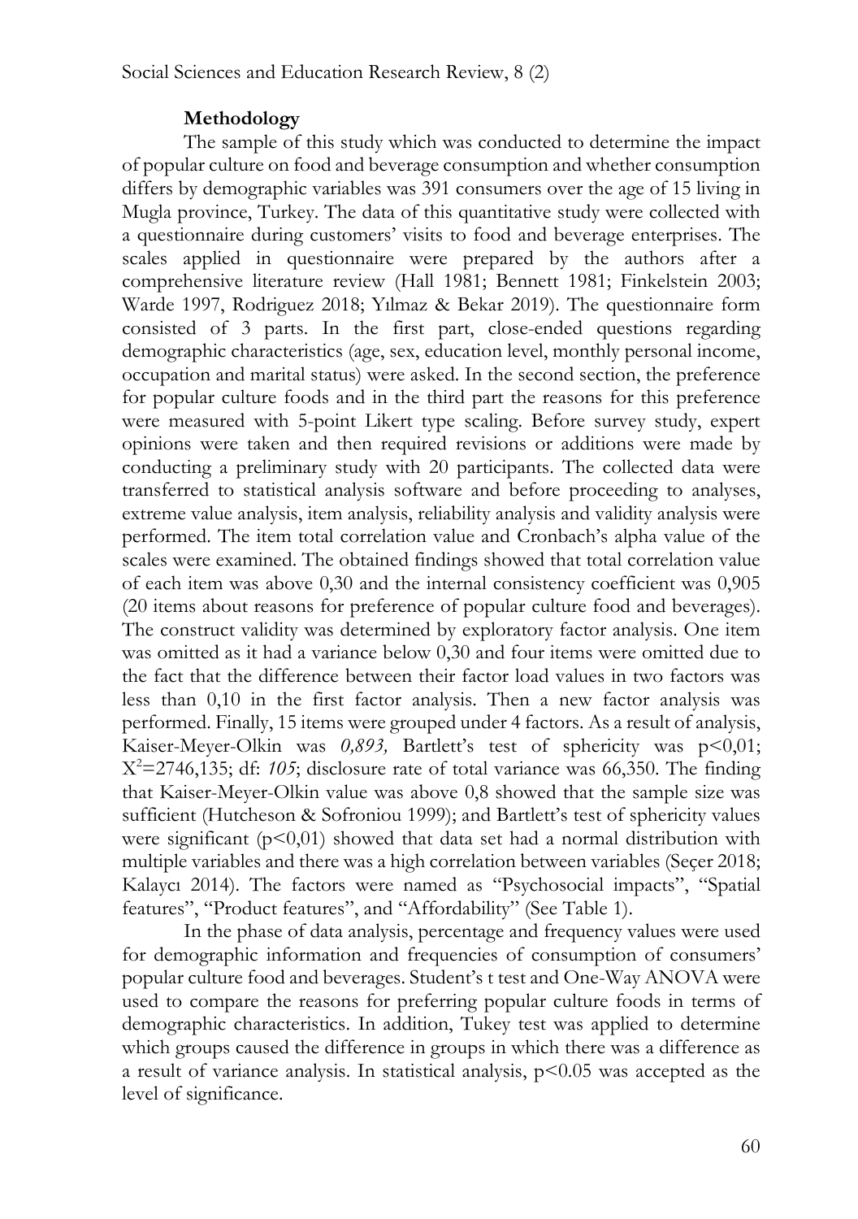## Methodology

The sample of this study which was conducted to determine the impact of popular culture on food and beverage consumption and whether consumption differs by demographic variables was 391 consumers over the age of 15 living in Mugla province, Turkey. The data of this quantitative study were collected with a questionnaire during customers' visits to food and beverage enterprises. The scales applied in questionnaire were prepared by the authors after a comprehensive literature review (Hall 1981; Bennett 1981; Finkelstein 2003; Warde 1997, Rodriguez 2018; Yılmaz & Bekar 2019). The questionnaire form consisted of 3 parts. In the first part, close-ended questions regarding demographic characteristics (age, sex, education level, monthly personal income, occupation and marital status) were asked. In the second section, the preference for popular culture foods and in the third part the reasons for this preference were measured with 5-point Likert type scaling. Before survey study, expert opinions were taken and then required revisions or additions were made by conducting a preliminary study with 20 participants. The collected data were transferred to statistical analysis software and before proceeding to analyses, extreme value analysis, item analysis, reliability analysis and validity analysis were performed. The item total correlation value and Cronbach's alpha value of the scales were examined. The obtained findings showed that total correlation value of each item was above 0,30 and the internal consistency coefficient was 0,905 (20 items about reasons for preference of popular culture food and beverages). The construct validity was determined by exploratory factor analysis. One item was omitted as it had a variance below 0,30 and four items were omitted due to the fact that the difference between their factor load values in two factors was less than 0,10 in the first factor analysis. Then a new factor analysis was performed. Finally, 15 items were grouped under 4 factors. As a result of analysis, Kaiser-Meyer-Olkin was *0,893,* Bartlett's test of sphericity was $p<0,01$; $X^2=2746,135$; df: *105*; disclosure rate of total variance was 66,350. The finding that Kaiser-Meyer-Olkin value was above 0,8 showed that the sample size was sufficient (Hutcheson & Sofroniou 1999); and Bartlett's test of sphericity values were significant ($p<0,01$) showed that data set had a normal distribution with multiple variables and there was a high correlation between variables (Seçer 2018; Kalaycı 2014). The factors were named as "Psychosocial impacts", "Spatial features", "Product features", and "Affordability" (See Table 1).

In the phase of data analysis, percentage and frequency values were used for demographic information and frequencies of consumption of consumers' popular culture food and beverages. Student's t test and One-Way ANOVA were used to compare the reasons for preferring popular culture foods in terms of demographic characteristics. In addition, Tukey test was applied to determine which groups caused the difference in groups in which there was a difference as a result of variance analysis. In statistical analysis, $p<0.05$ was accepted as the level of significance.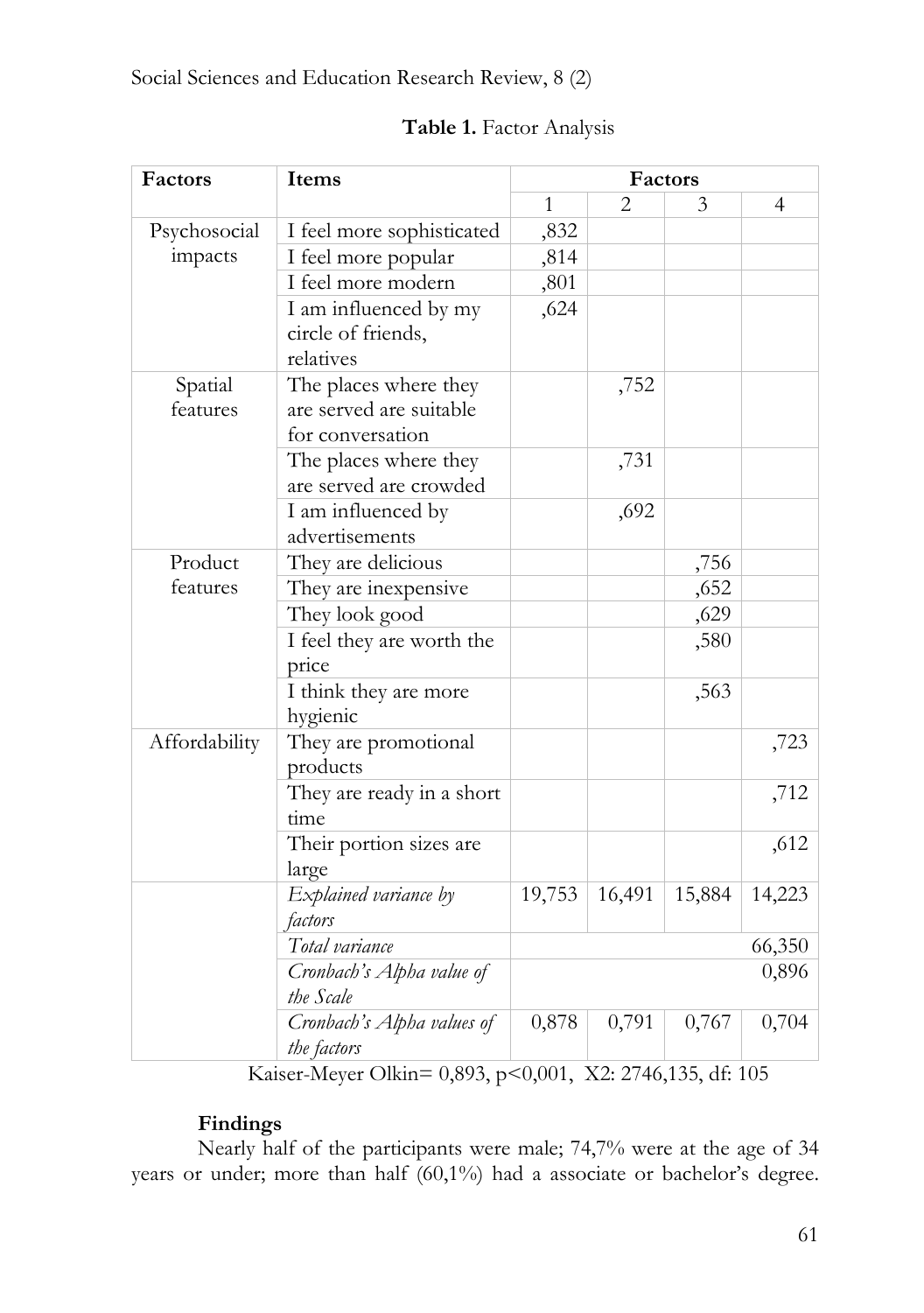**Table 1.** Factor Analysis

| Factors | Items | Factors | | | |
|---|---|---|---|---|---|
| | | 1 | 2 | 3 | 4 |
| Psychosocial impacts | I feel more sophisticated | ,832 | | | |
| | I feel more popular | ,814 | | | |
| | I feel more modern | ,801 | | | |
| | I am influenced by my circle of friends, relatives | ,624 | | | |
| Spatial features | The places where they are served are suitable for conversation | | ,752 | | |
| | The places where they are served are crowded | | ,731 | | |
| | I am influenced by advertisements | | ,692 | | |
| Product features | They are delicious | | | ,756 | |
| | They are inexpensive | | | ,652 | |
| | They look good | | | ,629 | |
| | I feel they are worth the price | | | ,580 | |
| | I think they are more hygienic | | | ,563 | |
| Affordability | They are promotional products | | | | ,723 |
| | They are ready in a short time | | | | ,712 |
| | Their portion sizes are large | | | | ,612 |
| | *Explained variance by factors* | 19,753 | 16,491 | 15,884 | 14,223 |
| | *Total variance* | | | | 66,350 |
| | *Cronbach's Alpha value of the Scale* | | | | 0,896 |
| | *Cronbach's Alpha values of the factors* | 0,878 | 0,791 | 0,767 | 0,704 |

Kaiser-Meyer Olkin= 0,893, $p<0,001$, X2: 2746,135, df: 105

**Findings**

Nearly half of the participants were male; 74,7% were at the age of 34 years or under; more than half (60,1%) had a associate or bachelor's degree.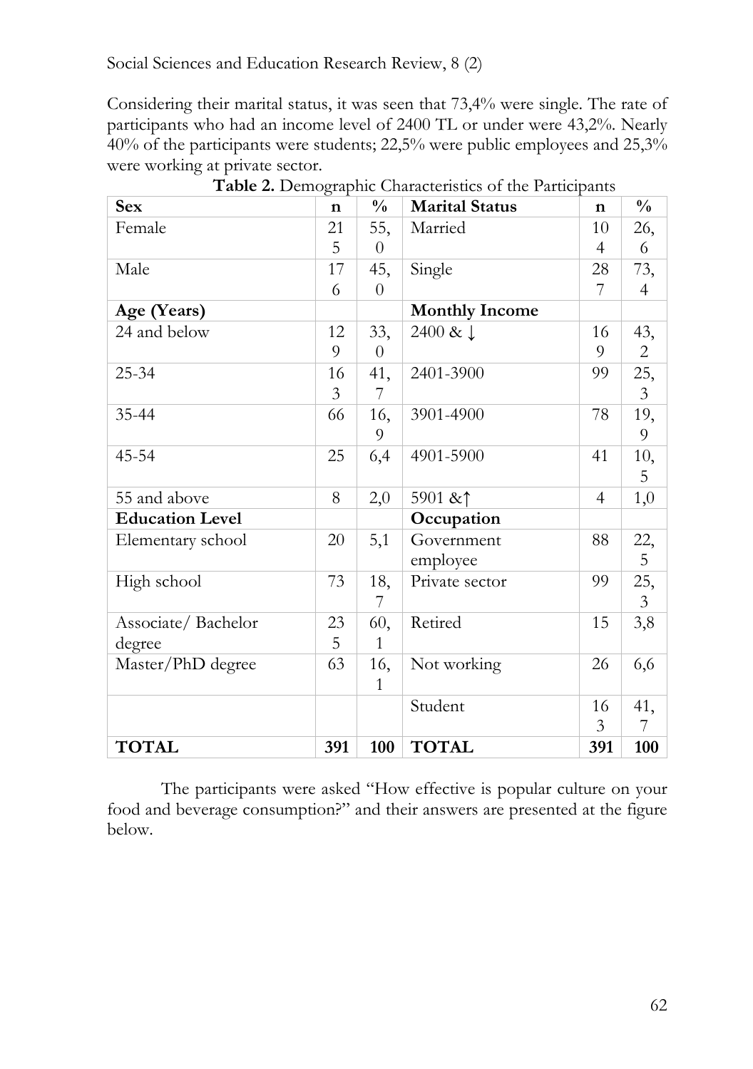Considering their marital status, it was seen that 73,4% were single. The rate of participants who had an income level of 2400 TL or under were 43,2%. Nearly 40% of the participants were students; 22,5% were public employees and 25,3% were working at private sector.

**Table 2.** Demographic Characteristics of the Participants

| **Sex** | **n** | **%** | **Marital Status** | **n** | **%** |
|---|---|---|---|---|---|
| Female | 215 | 55,0 | Married | 104 | 26,6 |
| Male | 176 | 45,0 | Single | 287 | 73,4 |
| **Age (Years)** | | | **Monthly Income** | | |
| 24 and below | 129 | 33,0 | 2400 & ↓ | 169 | 43,2 |
| 25-34 | 163 | 41,7 | 2401-3900 | 99 | 25,3 |
| 35-44 | 66 | 16,9 | 3901-4900 | 78 | 19,9 |
| 45-54 | 25 | 6,4 | 4901-5900 | 41 | 10,5 |
| 55 and above | 8 | 2,0 | 5901 &↑ | 4 | 1,0 |
| **Education Level** | | | **Occupation** | | |
| Elementary school | 20 | 5,1 | Government employee | 88 | 22,5 |
| High school | 73 | 18,7 | Private sector | 99 | 25,3 |
| Associate/ Bachelor degree | 235 | 60,1 | Retired | 15 | 3,8 |
| Master/PhD degree | 63 | 16,1 | Not working | 26 | 6,6 |
| | | | Student | 163 | 41,7 |
| **TOTAL** | **391** | **100** | **TOTAL** | **391** | **100** |

The participants were asked "How effective is popular culture on your food and beverage consumption?" and their answers are presented at the figure below.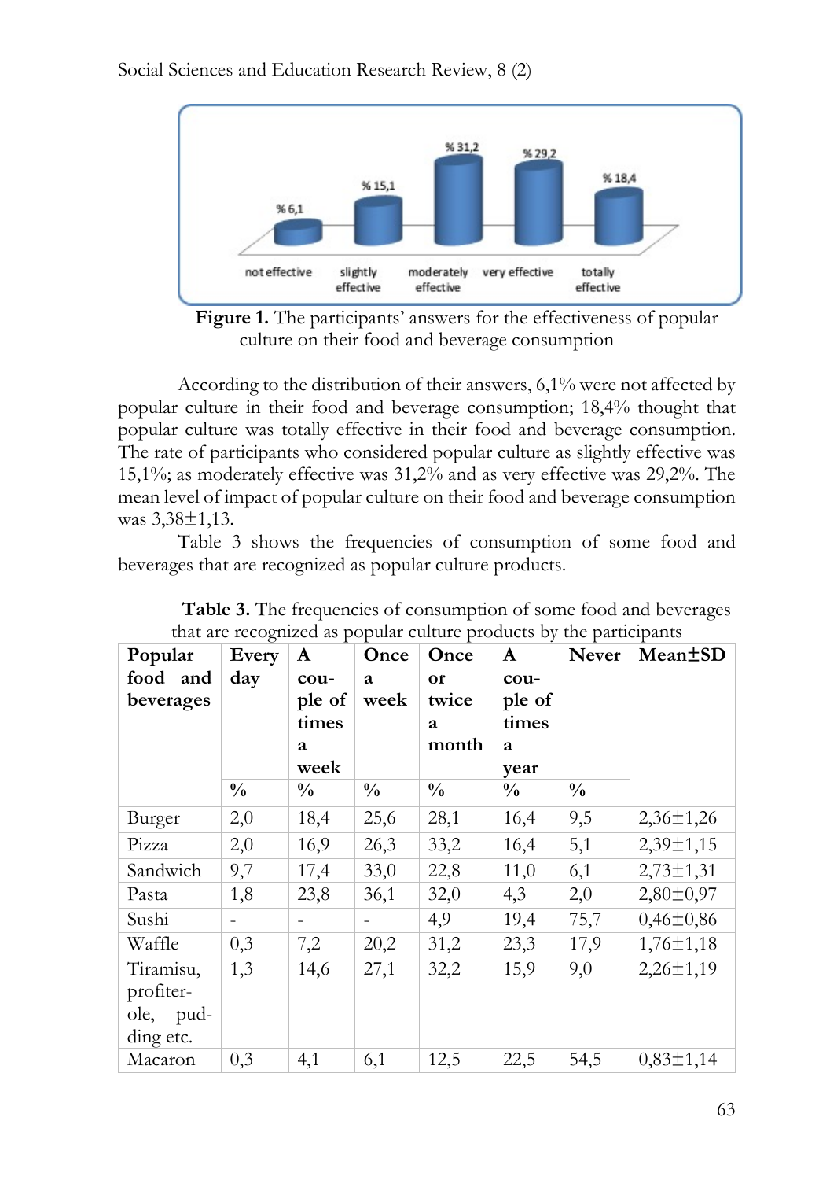Figure 1. The participants' answers for the effectiveness of popular culture on their food and beverage consumption

According to the distribution of their answers, 6,1% were not affected by popular culture in their food and beverage consumption; 18,4% thought that popular culture was totally effective in their food and beverage consumption. The rate of participants who considered popular culture as slightly effective was 15,1%; as moderately effective was 31,2% and as very effective was 29,2%. The mean level of impact of popular culture on their food and beverage consumption was 3,38±1,13.

Table 3 shows the frequencies of consumption of some food and beverages that are recognized as popular culture products.

**Table 3.** The frequencies of consumption of some food and beverages that are recognized as popular culture products by the participants

| Popular food and beverages | Every day | A couple of times a week | Once a week | Once or twice a month | A couple of times a year | Never | Mean±SD |
|---|---|---|---|---|---|---|---|
| | % | % | % | % | % | % | |
| Burger | 2,0 | 18,4 | 25,6 | 28,1 | 16,4 | 9,5 | 2,36±1,26 |
| Pizza | 2,0 | 16,9 | 26,3 | 33,2 | 16,4 | 5,1 | 2,39±1,15 |
| Sandwich | 9,7 | 17,4 | 33,0 | 22,8 | 11,0 | 6,1 | 2,73±1,31 |
| Pasta | 1,8 | 23,8 | 36,1 | 32,0 | 4,3 | 2,0 | 2,80±0,97 |
| Sushi | - | - | - | 4,9 | 19,4 | 75,7 | 0,46±0,86 |
| Waffle | 0,3 | 7,2 | 20,2 | 31,2 | 23,3 | 17,9 | 1,76±1,18 |
| Tiramisu, profiterole, pudding etc. | 1,3 | 14,6 | 27,1 | 32,2 | 15,9 | 9,0 | 2,26±1,19 |
| Macaron | 0,3 | 4,1 | 6,1 | 12,5 | 22,5 | 54,5 | 0,83±1,14 |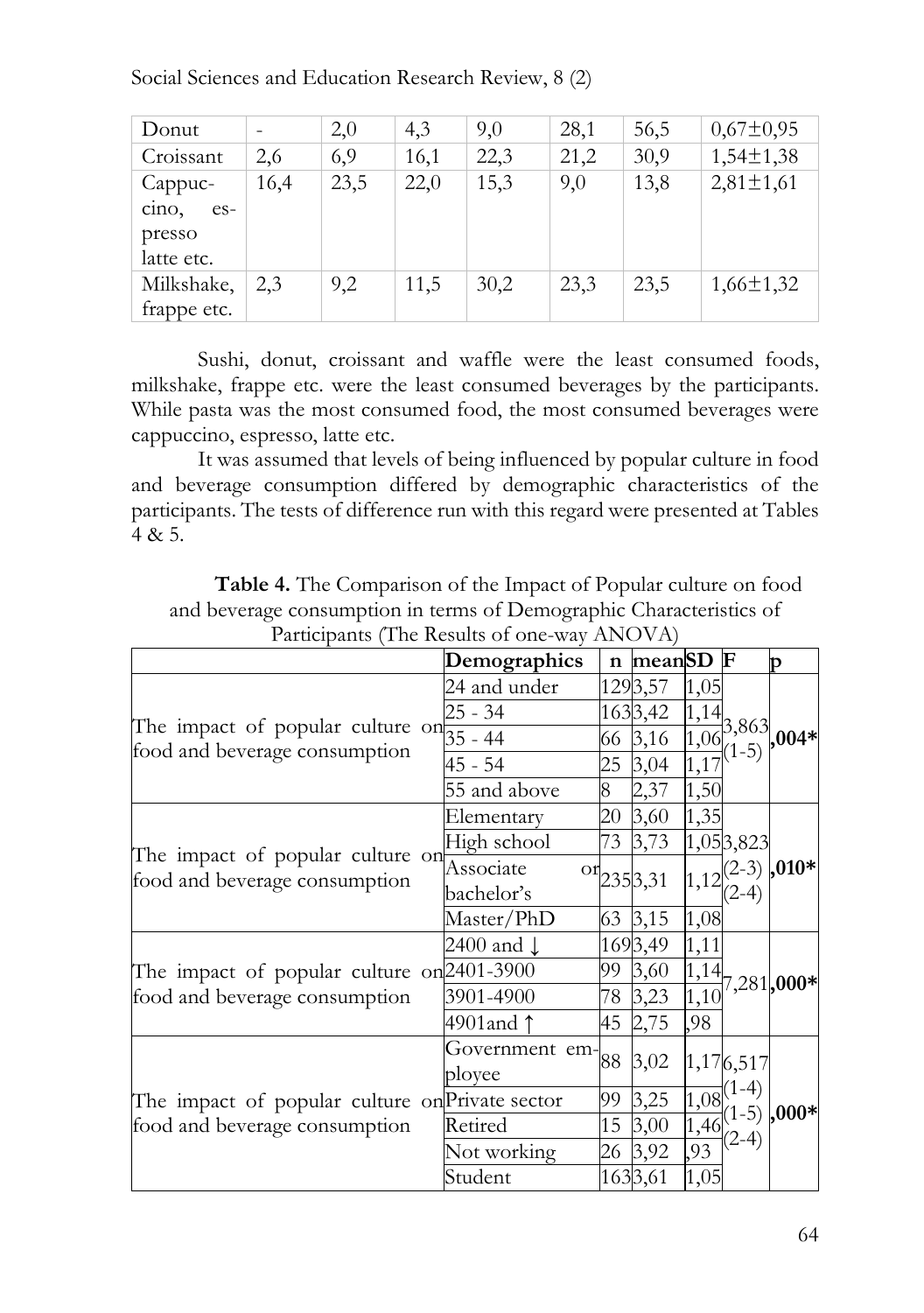| Donut | - | 2,0 | 4,3 | 9,0 | 28,1 | 56,5 | 0,67±0,95 |
|---|---|---|---|---|---|---|---|
| Croissant | 2,6 | 6,9 | 16,1 | 22,3 | 21,2 | 30,9 | 1,54±1,38 |
| Cappuccino, espresso latte etc. | 16,4 | 23,5 | 22,0 | 15,3 | 9,0 | 13,8 | 2,81±1,61 |
| Milkshake, frappe etc. | 2,3 | 9,2 | 11,5 | 30,2 | 23,3 | 23,5 | 1,66±1,32 |

Sushi, donut, croissant and waffle were the least consumed foods, milkshake, frappe etc. were the least consumed beverages by the participants. While pasta was the most consumed food, the most consumed beverages were cappuccino, espresso, latte etc.

It was assumed that levels of being influenced by popular culture in food and beverage consumption differed by demographic characteristics of the participants. The tests of difference run with this regard were presented at Tables 4 & 5.

**Table 4.** The Comparison of the Impact of Popular culture on food and beverage consumption in terms of Demographic Characteristics of Participants (The Results of one-way ANOVA)

| | **Demographics** | **n** | **mean** | **SD** | **F** | **p** |
|---|---|---|---|---|---|---|
| The impact of popular culture on food and beverage consumption | 24 and under | 129 | 3,57 | 1,05 | 3,863 (1-5) | **,004*** |
| | 25 - 34 | 163 | 3,42 | 1,14 | | |
| | 35 - 44 | 66 | 3,16 | 1,06 | | |
| | 45 - 54 | 25 | 3,04 | 1,17 | | |
| | 55 and above | 8 | 2,37 | 1,50 | | |
| The impact of popular culture on food and beverage consumption | Elementary | 20 | 3,60 | 1,35 | 3,823 (2-3) (2-4) | **,010*** |
| | High school | 73 | 3,73 | 1,05 | | |
| | Associate or bachelor's | 235 | 3,31 | 1,12 | | |
| | Master/PhD | 63 | 3,15 | 1,08 | | |
| The impact of popular culture on food and beverage consumption | 2400 and ↓ | 169 | 3,49 | 1,11 | 7,281 | **,000*** |
| | 2401-3900 | 99 | 3,60 | 1,14 | | |
| | 3901-4900 | 78 | 3,23 | 1,10 | | |
| | 4901and ↑ | 45 | 2,75 | ,98 | | |
| The impact of popular culture on food and beverage consumption | Government employee | 88 | 3,02 | 1,17 | 6,517 (1-4) (1-5) (2-4) | **,000*** |
| | Private sector | 99 | 3,25 | 1,08 | | |
| | Retired | 15 | 3,00 | 1,46 | | |
| | Not working | 26 | 3,92 | ,93 | | |
| | Student | 163 | 3,61 | 1,05 | | |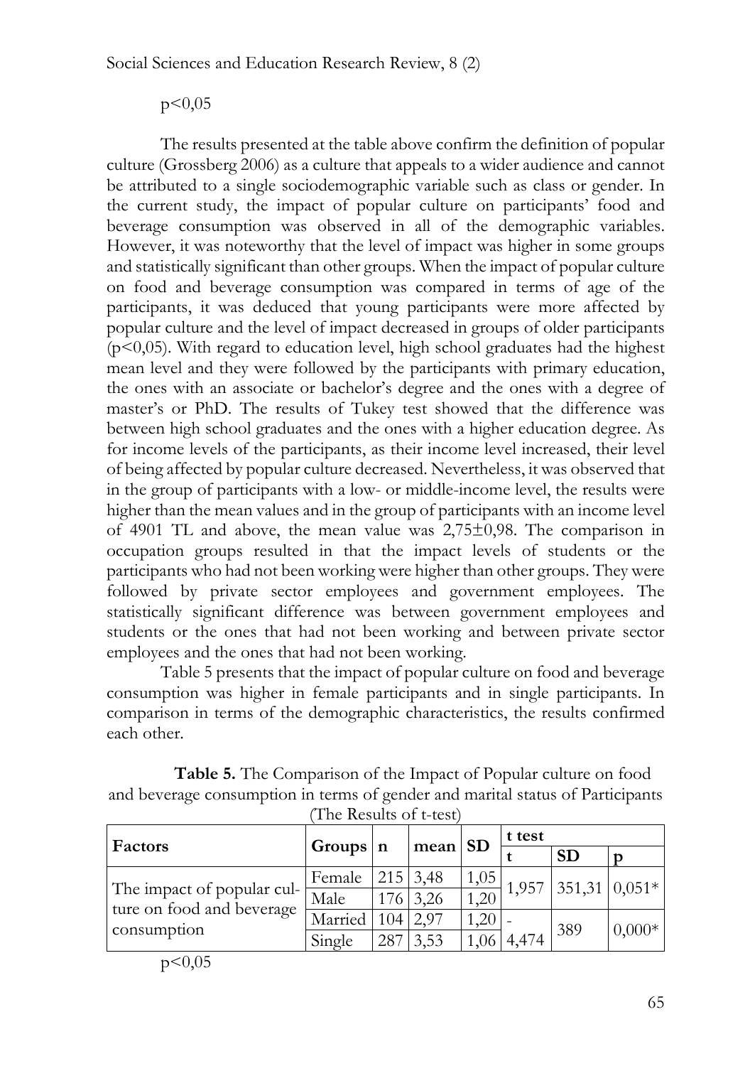$p<0,05$

The results presented at the table above confirm the definition of popular culture (Grossberg 2006) as a culture that appeals to a wider audience and cannot be attributed to a single sociodemographic variable such as class or gender. In the current study, the impact of popular culture on participants' food and beverage consumption was observed in all of the demographic variables. However, it was noteworthy that the level of impact was higher in some groups and statistically significant than other groups. When the impact of popular culture on food and beverage consumption was compared in terms of age of the participants, it was deduced that young participants were more affected by popular culture and the level of impact decreased in groups of older participants ($p<0,05$). With regard to education level, high school graduates had the highest mean level and they were followed by the participants with primary education, the ones with an associate or bachelor's degree and the ones with a degree of master's or PhD. The results of Tukey test showed that the difference was between high school graduates and the ones with a higher education degree. As for income levels of the participants, as their income level increased, their level of being affected by popular culture decreased. Nevertheless, it was observed that in the group of participants with a low- or middle-income level, the results were higher than the mean values and in the group of participants with an income level of 4901 TL and above, the mean value was $2,75\pm0,98$. The comparison in occupation groups resulted in that the impact levels of students or the participants who had not been working were higher than other groups. They were followed by private sector employees and government employees. The statistically significant difference was between government employees and students or the ones that had not been working and between private sector employees and the ones that had not been working.

Table 5 presents that the impact of popular culture on food and beverage consumption was higher in female participants and in single participants. In comparison in terms of the demographic characteristics, the results confirmed each other.

**Table 5.** The Comparison of the Impact of Popular culture on food and beverage consumption in terms of gender and marital status of Participants (The Results of t-test)

| Factors | Groups | n | mean | SD | t test | | |
|---|---|---|---|---|---|---|---|
| | | | | | t | SD | p |
| The impact of popular culture on food and beverage consumption | Female | 215 | 3,48 | 1,05 | 1,957 | 351,31 | 0,051* |
| | Male | 176 | 3,26 | 1,20 | | | |
| | Married | 104 | 2,97 | 1,20 | -4,474 | 389 | 0,000* |
| | Single | 287 | 3,53 | 1,06 | | | |

$p<0,05$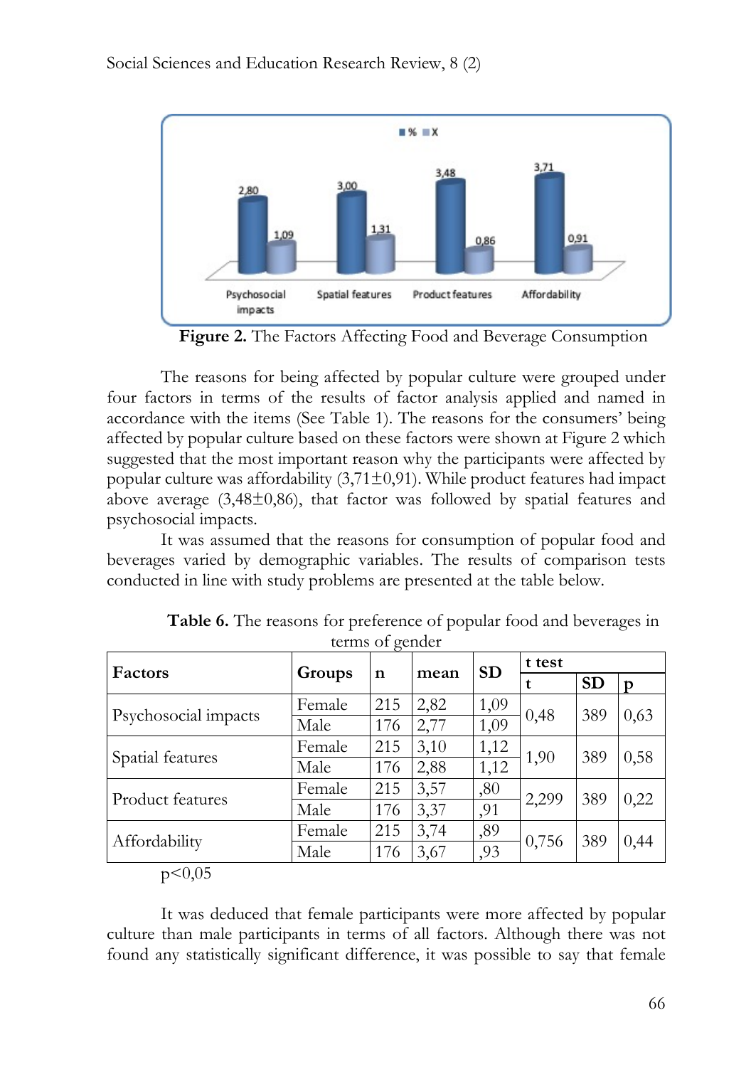**Figure 2.** The Factors Affecting Food and Beverage Consumption

The reasons for being affected by popular culture were grouped under four factors in terms of the results of factor analysis applied and named in accordance with the items (See Table 1). The reasons for the consumers' being affected by popular culture based on these factors were shown at Figure 2 which suggested that the most important reason why the participants were affected by popular culture was affordability (3,71±0,91). While product features had impact above average (3,48±0,86), that factor was followed by spatial features and psychosocial impacts.

It was assumed that the reasons for consumption of popular food and beverages varied by demographic variables. The results of comparison tests conducted in line with study problems are presented at the table below.

**Table 6.** The reasons for preference of popular food and beverages in terms of gender

| Factors | Groups | n | mean | SD | t test | | |
|---|---|---|---|---|---|---|---|
| | | | | | t | SD | p |
| Psychosocial impacts | Female | 215 | 2,82 | 1,09 | 0,48 | 389 | 0,63 |
| | Male | 176 | 2,77 | 1,09 | | | |
| Spatial features | Female | 215 | 3,10 | 1,12 | 1,90 | 389 | 0,58 |
| | Male | 176 | 2,88 | 1,12 | | | |
| Product features | Female | 215 | 3,57 | ,80 | 2,299 | 389 | 0,22 |
| | Male | 176 | 3,37 | ,91 | | | |
| Affordability | Female | 215 | 3,74 | ,89 | 0,756 | 389 | 0,44 |
| | Male | 176 | 3,67 | ,93 | | | |

$p<0,05$

It was deduced that female participants were more affected by popular culture than male participants in terms of all factors. Although there was not found any statistically significant difference, it was possible to say that female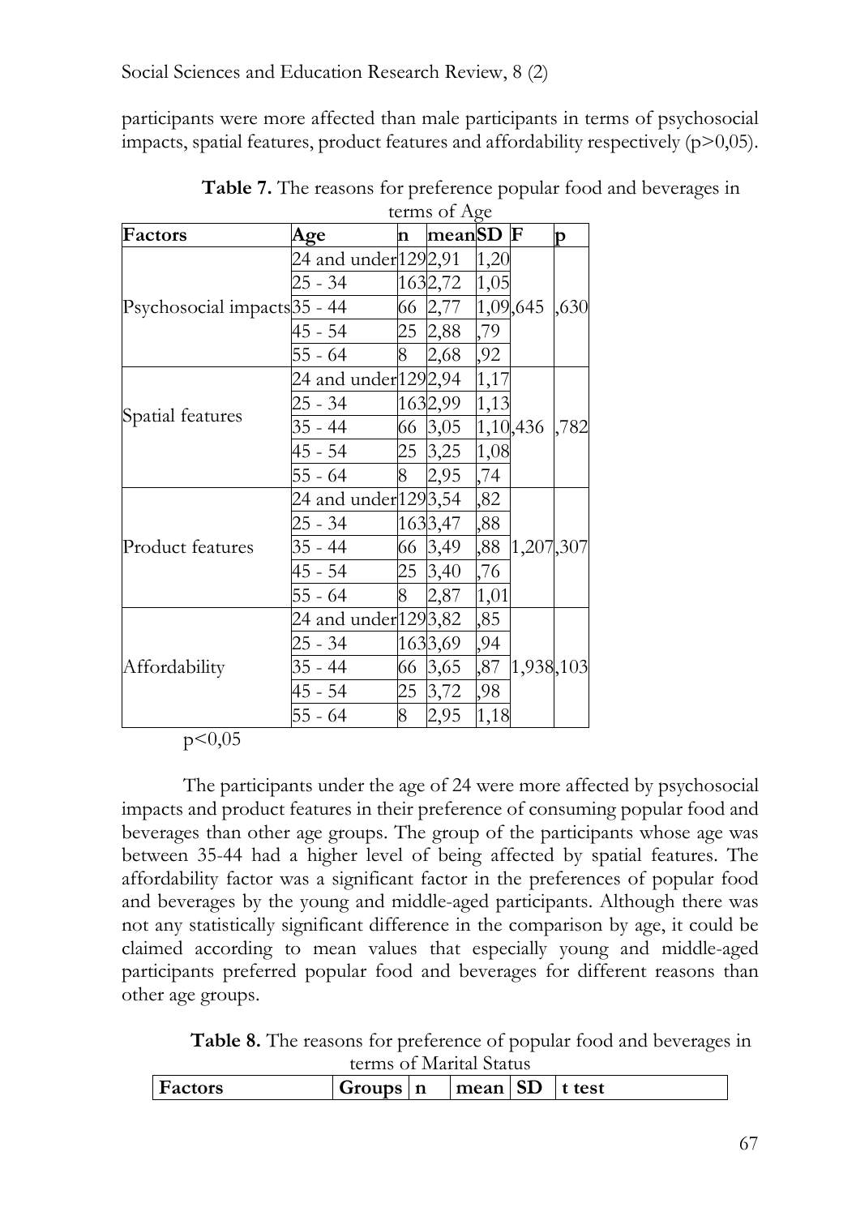participants were more affected than male participants in terms of psychosocial impacts, spatial features, product features and affordability respectively ($p>0,05$).

**Table 7.** The reasons for preference popular food and beverages in terms of Age

| Factors | Age | n | mean | SD | F | p |
|---|---|---|---|---|---|---|
| Psychosocial impacts | 24 and under | 129 | 2,91 | 1,20 | ,645 | ,630 |
| | 25 - 34 | 163 | 2,72 | 1,05 | | |
| | 35 - 44 | 66 | 2,77 | 1,09 | | |
| | 45 - 54 | 25 | 2,88 | ,79 | | |
| | 55 - 64 | 8 | 2,68 | ,92 | | |
| Spatial features | 24 and under | 129 | 2,94 | 1,17 | ,436 | ,782 |
| | 25 - 34 | 163 | 2,99 | 1,13 | | |
| | 35 - 44 | 66 | 3,05 | 1,10 | | |
| | 45 - 54 | 25 | 3,25 | 1,08 | | |
| | 55 - 64 | 8 | 2,95 | ,74 | | |
| Product features | 24 and under | 129 | 3,54 | ,82 | 1,207 | ,307 |
| | 25 - 34 | 163 | 3,47 | ,88 | | |
| | 35 - 44 | 66 | 3,49 | ,88 | | |
| | 45 - 54 | 25 | 3,40 | ,76 | | |
| | 55 - 64 | 8 | 2,87 | 1,01 | | |
| Affordability | 24 and under | 129 | 3,82 | ,85 | 1,938 | ,103 |
| | 25 - 34 | 163 | 3,69 | ,94 | | |
| | 35 - 44 | 66 | 3,65 | ,87 | | |
| | 45 - 54 | 25 | 3,72 | ,98 | | |
| | 55 - 64 | 8 | 2,95 | 1,18 | | |

$p<0,05$

The participants under the age of 24 were more affected by psychosocial impacts and product features in their preference of consuming popular food and beverages than other age groups. The group of the participants whose age was between 35-44 had a higher level of being affected by spatial features. The affordability factor was a significant factor in the preferences of popular food and beverages by the young and middle-aged participants. Although there was not any statistically significant difference in the comparison by age, it could be claimed according to mean values that especially young and middle-aged participants preferred popular food and beverages for different reasons than other age groups.

**Table 8.** The reasons for preference of popular food and beverages in terms of Marital Status

| Factors | Groups | n | mean | SD | t test |
|---|---|---|---|---|---|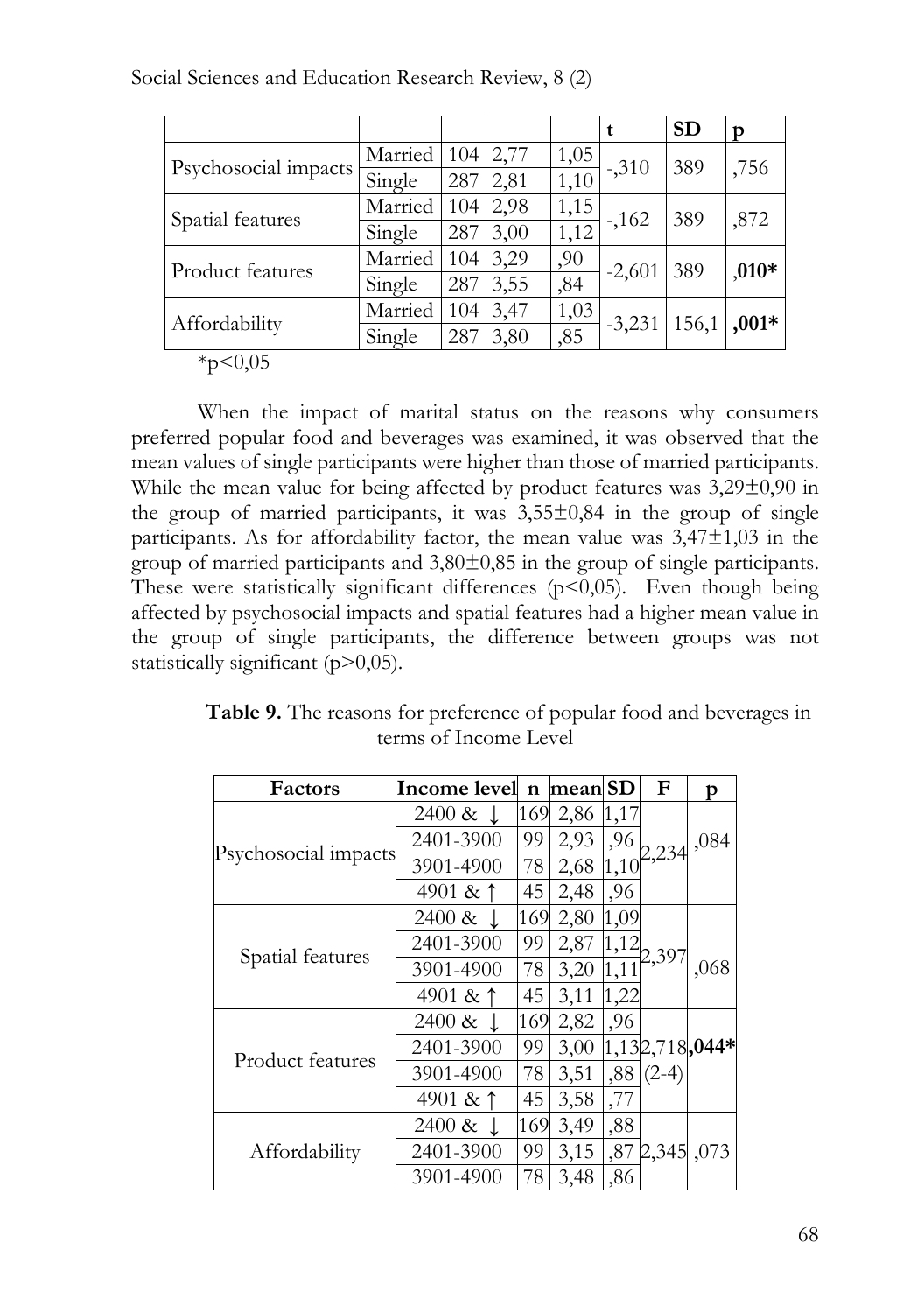| | | | | | t | SD | p |
|---|---|---|---|---|---|---|---|
| Psychosocial impacts | Married | 104 | 2,77 | 1,05 | -,310 | 389 | ,756 |
| | Single | 287 | 2,81 | 1,10 | | | |
| Spatial features | Married | 104 | 2,98 | 1,15 | -,162 | 389 | ,872 |
| | Single | 287 | 3,00 | 1,12 | | | |
| Product features | Married | 104 | 3,29 | ,90 | -2,601 | 389 | **,010*** |
| | Single | 287 | 3,55 | ,84 | | | |
| Affordability | Married | 104 | 3,47 | 1,03 | -3,231 | 156,1 | **,001*** |
| | Single | 287 | 3,80 | ,85 | | | |

*p<0,05

When the impact of marital status on the reasons why consumers preferred popular food and beverages was examined, it was observed that the mean values of single participants were higher than those of married participants. While the mean value for being affected by product features was 3,29±0,90 in the group of married participants, it was 3,55±0,84 in the group of single participants. As for affordability factor, the mean value was 3,47±1,03 in the group of married participants and 3,80±0,85 in the group of single participants. These were statistically significant differences (p<0,05). Even though being affected by psychosocial impacts and spatial features had a higher mean value in the group of single participants, the difference between groups was not statistically significant (p>0,05).

**Table 9.** The reasons for preference of popular food and beverages in terms of Income Level

| Factors | Income level | n | mean | SD | F | p |
|---|---|---|---|---|---|---|
| Psychosocial impacts | 2400 & ↓ | 169 | 2,86 | 1,17 | 2,234 | ,084 |
| | 2401-3900 | 99 | 2,93 | ,96 | | |
| | 3901-4900 | 78 | 2,68 | 1,10 | | |
| | 4901 & ↑ | 45 | 2,48 | ,96 | | |
| Spatial features | 2400 & ↓ | 169 | 2,80 | 1,09 | 2,397 | ,068 |
| | 2401-3900 | 99 | 2,87 | 1,12 | | |
| | 3901-4900 | 78 | 3,20 | 1,11 | | |
| | 4901 & ↑ | 45 | 3,11 | 1,22 | | |
| Product features | 2400 & ↓ | 169 | 2,82 | ,96 | 2,718 (2-4) | **,044*** |
| | 2401-3900 | 99 | 3,00 | 1,13 | | |
| | 3901-4900 | 78 | 3,51 | ,88 | | |
| | 4901 & ↑ | 45 | 3,58 | ,77 | | |
| Affordability | 2400 & ↓ | 169 | 3,49 | ,88 | 2,345 | ,073 |
| | 2401-3900 | 99 | 3,15 | ,87 | | |
| | 3901-4900 | 78 | 3,48 | ,86 | | |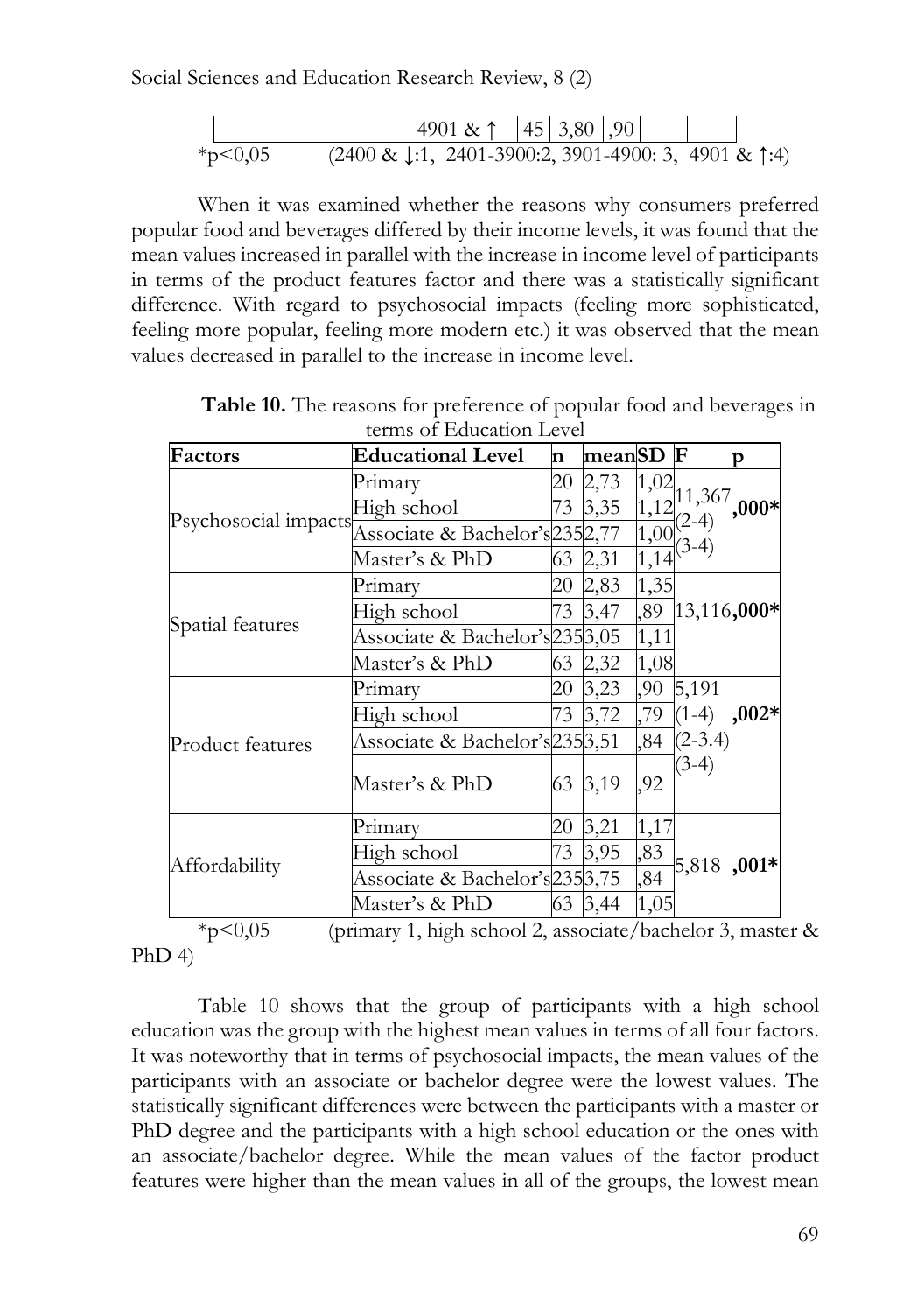| | 4901 & ↑ | 45 | 3,80 | ,90 | | |
|---|---|---|---|---|---|---|

*p<0,05 (2400 & ↓:1, 2401-3900:2, 3901-4900: 3, 4901 & ↑:4)

When it was examined whether the reasons why consumers preferred popular food and beverages differed by their income levels, it was found that the mean values increased in parallel with the increase in income level of participants in terms of the product features factor and there was a statistically significant difference. With regard to psychosocial impacts (feeling more sophisticated, feeling more popular, feeling more modern etc.) it was observed that the mean values decreased in parallel to the increase in income level.

**Table 10.** The reasons for preference of popular food and beverages in terms of Education Level

| Factors | Educational Level | n | mean | SD | F | p |
|---|---|---|---|---|---|---|
| Psychosocial impacts | Primary | 20 | 2,73 | 1,02 | 11,367 (2-4) (3-4) | ,000* |
| | High school | 73 | 3,35 | 1,12 | | |
| | Associate & Bachelor's | 235 | 2,77 | 1,00 | | |
| | Master's & PhD | 63 | 2,31 | 1,14 | | |
| Spatial features | Primary | 20 | 2,83 | 1,35 | 13,116 | ,000* |
| | High school | 73 | 3,47 | ,89 | | |
| | Associate & Bachelor's | 235 | 3,05 | 1,11 | | |
| | Master's & PhD | 63 | 2,32 | 1,08 | | |
| Product features | Primary | 20 | 3,23 | ,90 | 5,191 (1-4) (2-3.4) (3-4) | ,002* |
| | High school | 73 | 3,72 | ,79 | | |
| | Associate & Bachelor's | 235 | 3,51 | ,84 | | |
| | Master's & PhD | 63 | 3,19 | ,92 | | |
| Affordability | Primary | 20 | 3,21 | 1,17 | 5,818 | ,001* |
| | High school | 73 | 3,95 | ,83 | | |
| | Associate & Bachelor's | 235 | 3,75 | ,84 | | |
| | Master's & PhD | 63 | 3,44 | 1,05 | | |

*p<0,05 (primary 1, high school 2, associate/bachelor 3, master & PhD 4)

Table 10 shows that the group of participants with a high school education was the group with the highest mean values in terms of all four factors. It was noteworthy that in terms of psychosocial impacts, the mean values of the participants with an associate or bachelor degree were the lowest values. The statistically significant differences were between the participants with a master or PhD degree and the participants with a high school education or the ones with an associate/bachelor degree. While the mean values of the factor product features were higher than the mean values in all of the groups, the lowest mean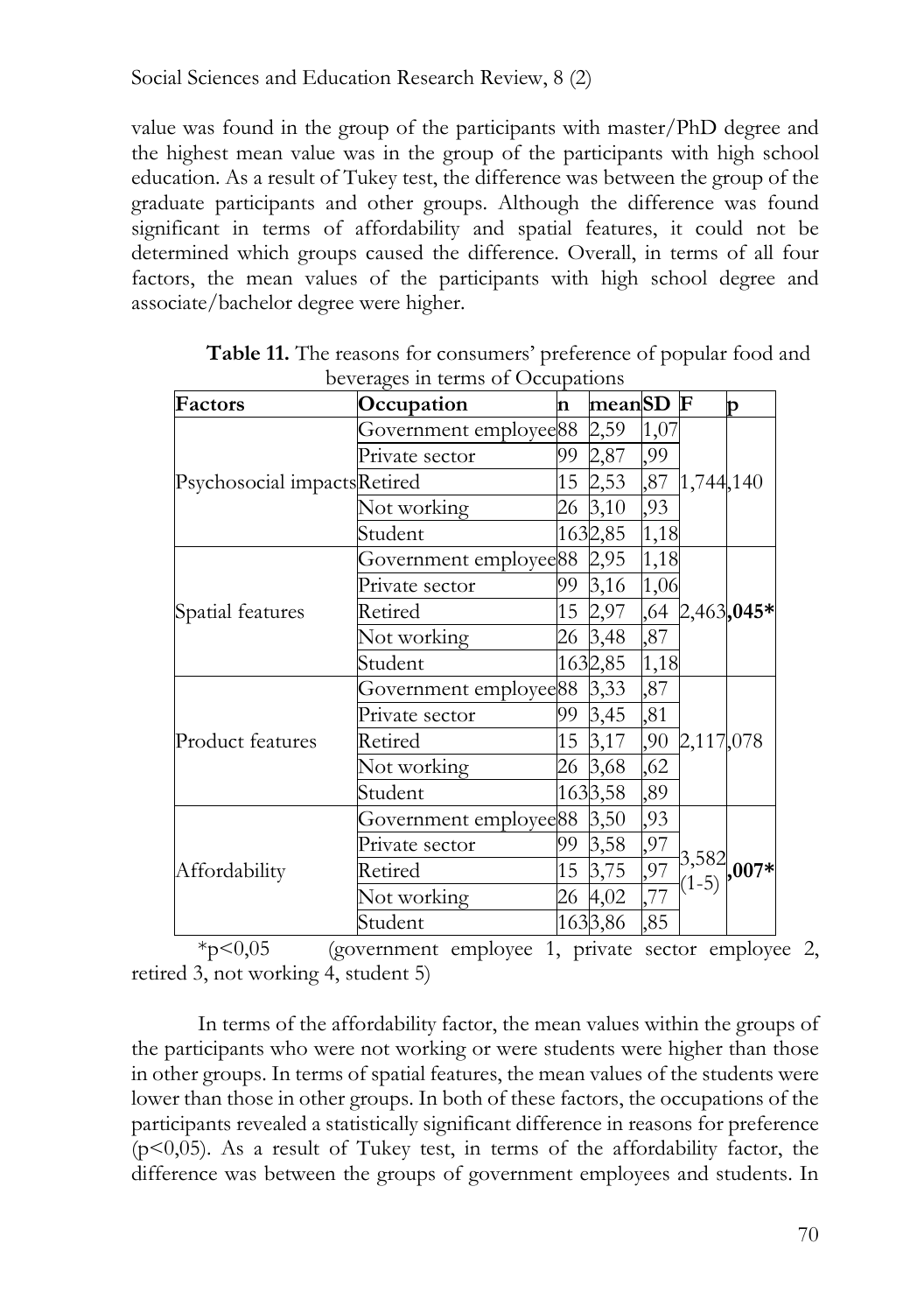value was found in the group of the participants with master/PhD degree and the highest mean value was in the group of the participants with high school education. As a result of Tukey test, the difference was between the group of the graduate participants and other groups. Although the difference was found significant in terms of affordability and spatial features, it could not be determined which groups caused the difference. Overall, in terms of all four factors, the mean values of the participants with high school degree and associate/bachelor degree were higher.

**Table 11.** The reasons for consumers' preference of popular food and beverages in terms of Occupations

| Factors | Occupation | n | mean | SD | F | p |
|---|---|---|---|---|---|---|
| Psychosocial impacts | Government employee | 88 | 2,59 | 1,07 | 1,744 | ,140 |
| | Private sector | 99 | 2,87 | ,99 | | |
| | Retired | 15 | 2,53 | ,87 | | |
| | Not working | 26 | 3,10 | ,93 | | |
| | Student | 163 | 2,85 | 1,18 | | |
| Spatial features | Government employee | 88 | 2,95 | 1,18 | 2,463 | **,045*** |
| | Private sector | 99 | 3,16 | 1,06 | | |
| | Retired | 15 | 2,97 | ,64 | | |
| | Not working | 26 | 3,48 | ,87 | | |
| | Student | 163 | 2,85 | 1,18 | | |
| Product features | Government employee | 88 | 3,33 | ,87 | 2,117 | ,078 |
| | Private sector | 99 | 3,45 | ,81 | | |
| | Retired | 15 | 3,17 | ,90 | | |
| | Not working | 26 | 3,68 | ,62 | | |
| | Student | 163 | 3,58 | ,89 | | |
| Affordability | Government employee | 88 | 3,50 | ,93 | 3,582 (1-5) | **,007*** |
| | Private sector | 99 | 3,58 | ,97 | | |
| | Retired | 15 | 3,75 | ,97 | | |
| | Not working | 26 | 4,02 | ,77 | | |
| | Student | 163 | 3,86 | ,85 | | |

*p<0,05 (government employee 1, private sector employee 2, retired 3, not working 4, student 5)

In terms of the affordability factor, the mean values within the groups of the participants who were not working or were students were higher than those in other groups. In terms of spatial features, the mean values of the students were lower than those in other groups. In both of these factors, the occupations of the participants revealed a statistically significant difference in reasons for preference (p<0,05). As a result of Tukey test, in terms of the affordability factor, the difference was between the groups of government employees and students. In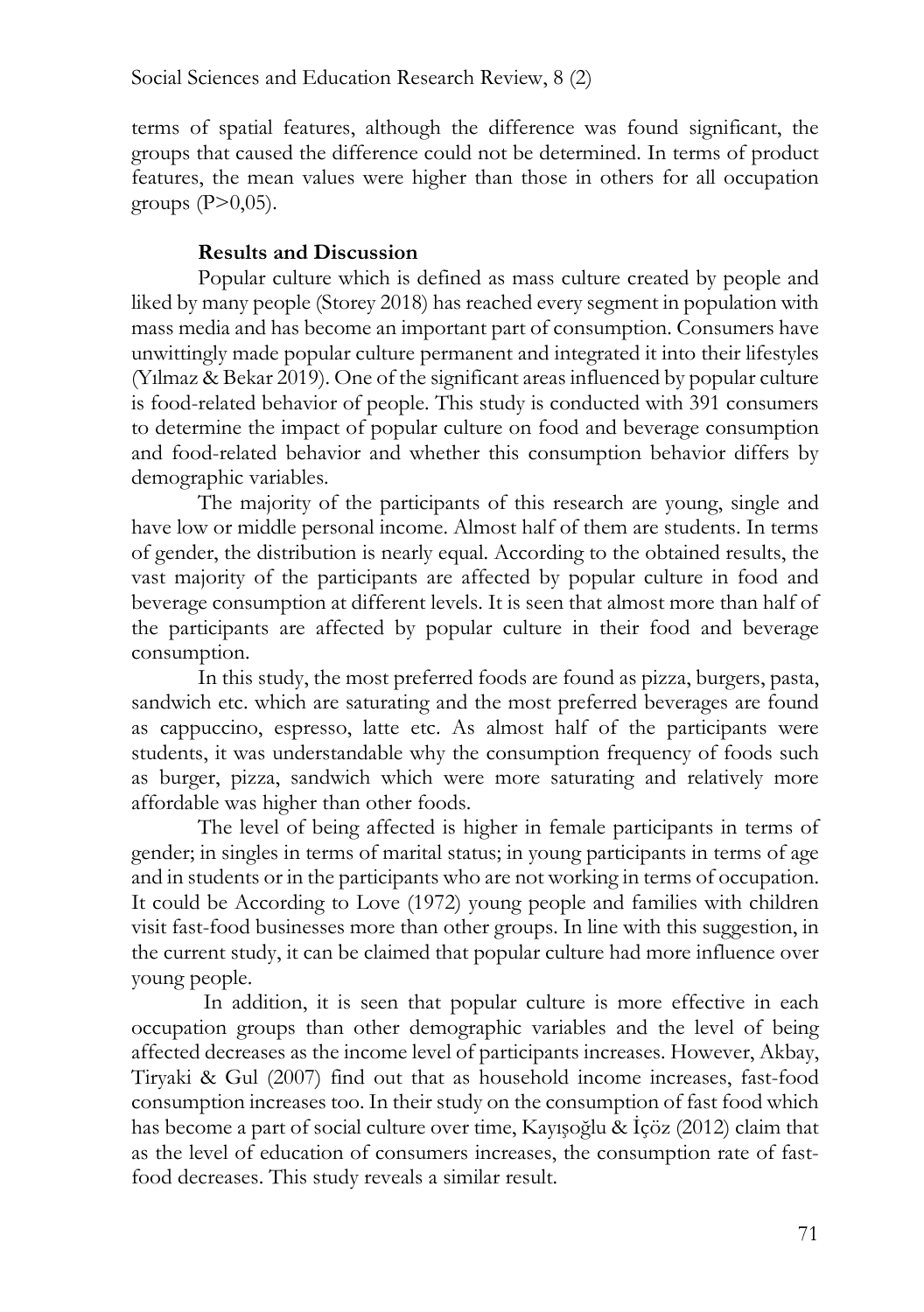terms of spatial features, although the difference was found significant, the groups that caused the difference could not be determined. In terms of product features, the mean values were higher than those in others for all occupation groups (P>0,05).

## Results and Discussion

Popular culture which is defined as mass culture created by people and liked by many people (Storey 2018) has reached every segment in population with mass media and has become an important part of consumption. Consumers have unwittingly made popular culture permanent and integrated it into their lifestyles (Yılmaz & Bekar 2019). One of the significant areas influenced by popular culture is food-related behavior of people. This study is conducted with 391 consumers to determine the impact of popular culture on food and beverage consumption and food-related behavior and whether this consumption behavior differs by demographic variables.

The majority of the participants of this research are young, single and have low or middle personal income. Almost half of them are students. In terms of gender, the distribution is nearly equal. According to the obtained results, the vast majority of the participants are affected by popular culture in food and beverage consumption at different levels. It is seen that almost more than half of the participants are affected by popular culture in their food and beverage consumption.

In this study, the most preferred foods are found as pizza, burgers, pasta, sandwich etc. which are saturating and the most preferred beverages are found as cappuccino, espresso, latte etc. As almost half of the participants were students, it was understandable why the consumption frequency of foods such as burger, pizza, sandwich which were more saturating and relatively more affordable was higher than other foods.

The level of being affected is higher in female participants in terms of gender; in singles in terms of marital status; in young participants in terms of age and in students or in the participants who are not working in terms of occupation. It could be According to Love (1972) young people and families with children visit fast-food businesses more than other groups. In line with this suggestion, in the current study, it can be claimed that popular culture had more influence over young people.

In addition, it is seen that popular culture is more effective in each occupation groups than other demographic variables and the level of being affected decreases as the income level of participants increases. However, Akbay, Tiryaki & Gul (2007) find out that as household income increases, fast-food consumption increases too. In their study on the consumption of fast food which has become a part of social culture over time, Kayışoğlu & İçöz (2012) claim that as the level of education of consumers increases, the consumption rate of fast-food decreases. This study reveals a similar result.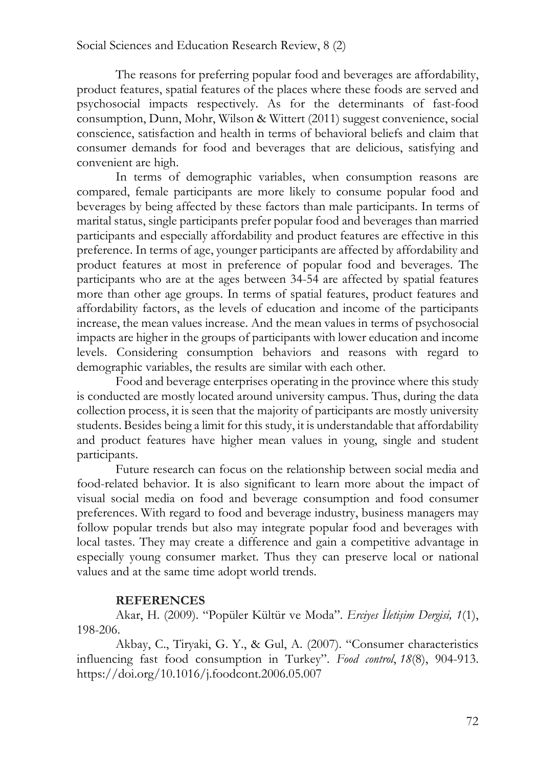The reasons for preferring popular food and beverages are affordability, product features, spatial features of the places where these foods are served and psychosocial impacts respectively. As for the determinants of fast-food consumption, Dunn, Mohr, Wilson & Wittert (2011) suggest convenience, social conscience, satisfaction and health in terms of behavioral beliefs and claim that consumer demands for food and beverages that are delicious, satisfying and convenient are high.

In terms of demographic variables, when consumption reasons are compared, female participants are more likely to consume popular food and beverages by being affected by these factors than male participants. In terms of marital status, single participants prefer popular food and beverages than married participants and especially affordability and product features are effective in this preference. In terms of age, younger participants are affected by affordability and product features at most in preference of popular food and beverages. The participants who are at the ages between 34-54 are affected by spatial features more than other age groups. In terms of spatial features, product features and affordability factors, as the levels of education and income of the participants increase, the mean values increase. And the mean values in terms of psychosocial impacts are higher in the groups of participants with lower education and income levels. Considering consumption behaviors and reasons with regard to demographic variables, the results are similar with each other.

Food and beverage enterprises operating in the province where this study is conducted are mostly located around university campus. Thus, during the data collection process, it is seen that the majority of participants are mostly university students. Besides being a limit for this study, it is understandable that affordability and product features have higher mean values in young, single and student participants.

Future research can focus on the relationship between social media and food-related behavior. It is also significant to learn more about the impact of visual social media on food and beverage consumption and food consumer preferences. With regard to food and beverage industry, business managers may follow popular trends but also may integrate popular food and beverages with local tastes. They may create a difference and gain a competitive advantage in especially young consumer market. Thus they can preserve local or national values and at the same time adopt world trends.

## REFERENCES

Akar, H. (2009). "Popüler Kültür ve Moda". *Erciyes İletişim Dergisi, 1*(1), 198-206.

Akbay, C., Tiryaki, G. Y., & Gul, A. (2007). "Consumer characteristics influencing fast food consumption in Turkey". *Food control*, *18*(8), 904-913. https://doi.org/10.1016/j.foodcont.2006.05.007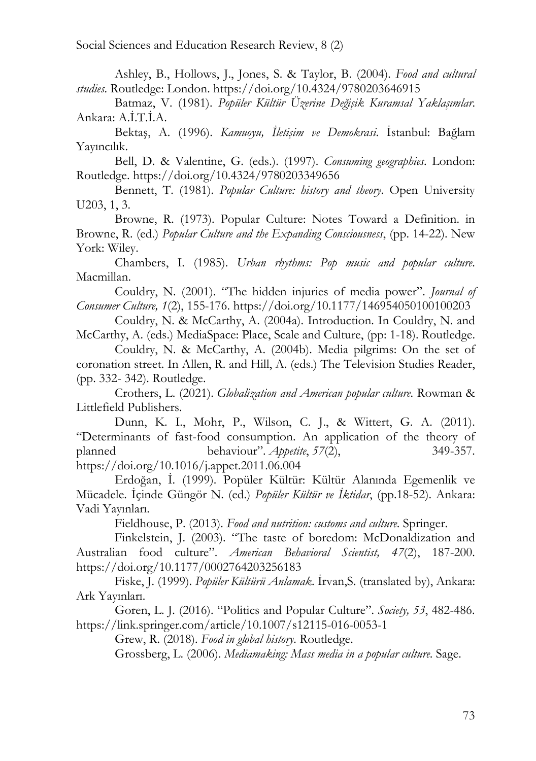Ashley, B., Hollows, J., Jones, S. & Taylor, B. (2004). *Food and cultural studies*. Routledge: London. https://doi.org/10.4324/9780203646915

Batmaz, V. (1981). *Popüler Kültür Üzerine Değişik Kuramsal Yaklaşımlar*. Ankara: A.İ.T.İ.A.

Bektaş, A. (1996). *Kamuoyu, İletişim ve Demokrasi*. İstanbul: Bağlam Yayıncılık.

Bell, D. & Valentine, G. (eds.). (1997). *Consuming geographies*. London: Routledge. https://doi.org/10.4324/9780203349656

Bennett, T. (1981). *Popular Culture: history and theory*. Open University U203, 1, 3.

Browne, R. (1973). Popular Culture: Notes Toward a Definition. in Browne, R. (ed.) *Popular Culture and the Expanding Consciousness*, (pp. 14-22). New York: Wiley.

Chambers, I. (1985). *Urban rhythms: Pop music and popular culture*. Macmillan.

Couldry, N. (2001). "The hidden injuries of media power". *Journal of Consumer Culture, 1*(2), 155-176. https://doi.org/10.1177/146954050100100203

Couldry, N. & McCarthy, A. (2004a). Introduction. In Couldry, N. and McCarthy, A. (eds.) MediaSpace: Place, Scale and Culture, (pp: 1-18). Routledge.

Couldry, N. & McCarthy, A. (2004b). Media pilgrims: On the set of coronation street. In Allen, R. and Hill, A. (eds.) The Television Studies Reader, (pp. 332- 342). Routledge.

Crothers, L. (2021). *Globalization and American popular culture*. Rowman & Littlefield Publishers.

Dunn, K. I., Mohr, P., Wilson, C. J., & Wittert, G. A. (2011). "Determinants of fast-food consumption. An application of the theory of planned behaviour". *Appetite*, *57*(2), 349-357. https://doi.org/10.1016/j.appet.2011.06.004

Erdoğan, İ. (1999). Popüler Kültür: Kültür Alanında Egemenlik ve Mücadele. İçinde Güngör N. (ed.) *Popüler Kültür ve İktidar*, (pp.18-52). Ankara: Vadi Yayınları.

Fieldhouse, P. (2013). *Food and nutrition: customs and culture*. Springer.

Finkelstein, J. (2003). "The taste of boredom: McDonaldization and Australian food culture". *American Behavioral Scientist, 47*(2), 187-200. https://doi.org/10.1177/0002764203256183

Fiske, J. (1999). *Popüler Kültürü Anlamak*. İrvan,S. (translated by), Ankara: Ark Yayınları.

Goren, L. J. (2016). "Politics and Popular Culture". *Society, 53*, 482-486. https://link.springer.com/article/10.1007/s12115-016-0053-1

Grew, R. (2018). *Food in global history*. Routledge.

Grossberg, L. (2006). *Mediamaking: Mass media in a popular culture*. Sage.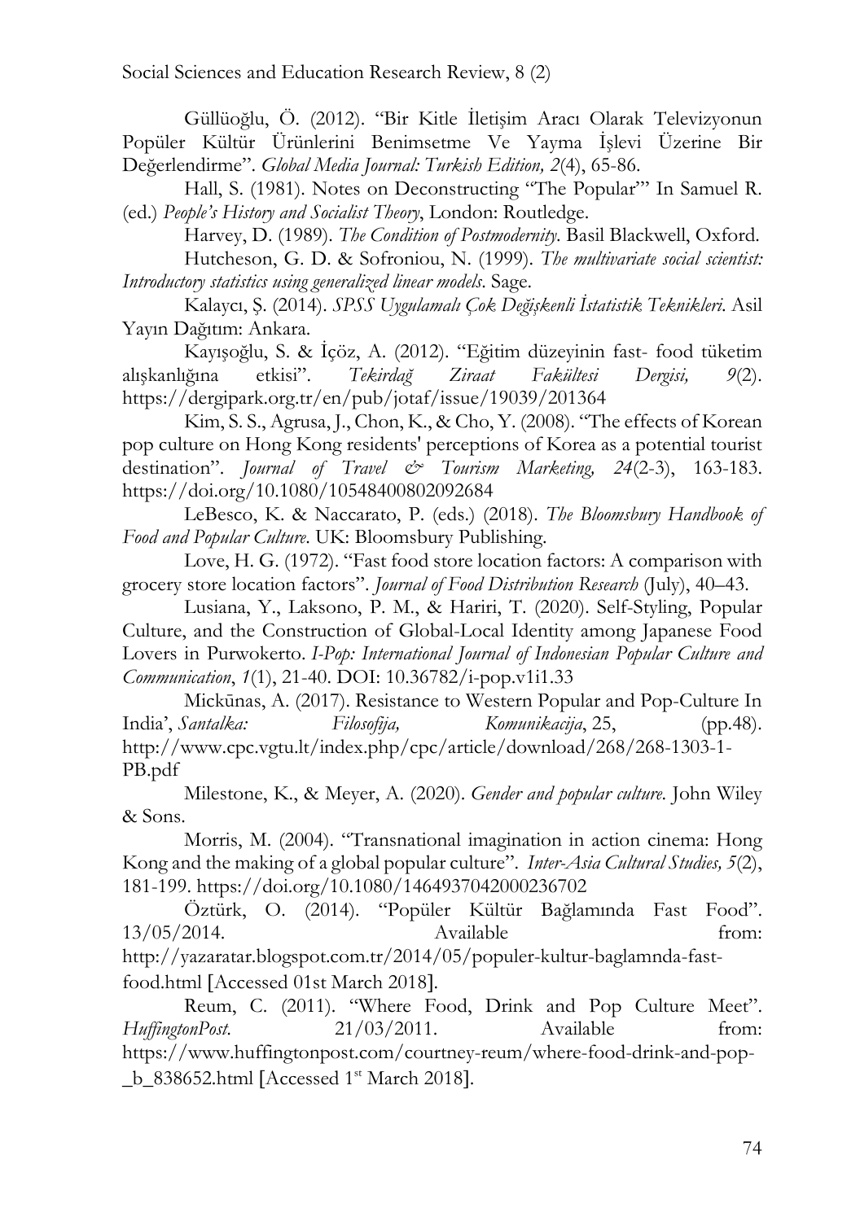Güllüoğlu, Ö. (2012). "Bir Kitle İletişim Aracı Olarak Televizyonun Popüler Kültür Ürünlerini Benimsetme Ve Yayma İşlevi Üzerine Bir Değerlendirme". *Global Media Journal: Turkish Edition, 2*(4), 65-86.

Hall, S. (1981). Notes on Deconstructing "The Popular"' In Samuel R. (ed.) *People's History and Socialist Theory*, London: Routledge.

Harvey, D. (1989). *The Condition of Postmodernity*. Basil Blackwell, Oxford.

Hutcheson, G. D. & Sofroniou, N. (1999). *The multivariate social scientist: Introductory statistics using generalized linear models*. Sage.

Kalaycı, Ş. (2014). *SPSS Uygulamalı Çok Değişkenli İstatistik Teknikleri*. Asil Yayın Dağıtım: Ankara.

Kayışoğlu, S. & İçöz, A. (2012). "Eğitim düzeyinin fast- food tüketim alışkanlığına etkisi". *Tekirdağ Ziraat Fakültesi Dergisi, 9*(2). https://dergipark.org.tr/en/pub/jotaf/issue/19039/201364

Kim, S. S., Agrusa, J., Chon, K., & Cho, Y. (2008). "The effects of Korean pop culture on Hong Kong residents' perceptions of Korea as a potential tourist destination". *Journal of Travel & Tourism Marketing, 24*(2-3), 163-183. https://doi.org/10.1080/10548400802092684

LeBesco, K. & Naccarato, P. (eds.) (2018). *The Bloomsbury Handbook of Food and Popular Culture*. UK: Bloomsbury Publishing.

Love, H. G. (1972). "Fast food store location factors: A comparison with grocery store location factors". *Journal of Food Distribution Research* (July), 40–43.

Lusiana, Y., Laksono, P. M., & Hariri, T. (2020). Self-Styling, Popular Culture, and the Construction of Global-Local Identity among Japanese Food Lovers in Purwokerto. *I-Pop: International Journal of Indonesian Popular Culture and Communication*, *1*(1), 21-40. DOI: 10.36782/i-pop.v1i1.33

Mickūnas, A. (2017). Resistance to Western Popular and Pop-Culture In India', *Santalka: Filosofija, Komunikacija*, 25, (pp.48). http://www.cpc.vgtu.lt/index.php/cpc/article/download/268/268-1303-1-PB.pdf

Milestone, K., & Meyer, A. (2020). *Gender and popular culture*. John Wiley & Sons.

Morris, M. (2004). "Transnational imagination in action cinema: Hong Kong and the making of a global popular culture". *Inter-Asia Cultural Studies, 5*(2), 181-199. https://doi.org/10.1080/1464937042000236702

Öztürk, O. (2014). "Popüler Kültür Bağlamında Fast Food". 13/05/2014. Available from: http://yazaratar.blogspot.com.tr/2014/05/populer-kultur-baglamnda-fast-food.html [Accessed 01st March 2018].

Reum, C. (2011). "Where Food, Drink and Pop Culture Meet". *HuffingtonPost*. 21/03/2011. Available from: https://www.huffingtonpost.com/courtney-reum/where-food-drink-and-pop-_b_838652.html [Accessed 1st March 2018].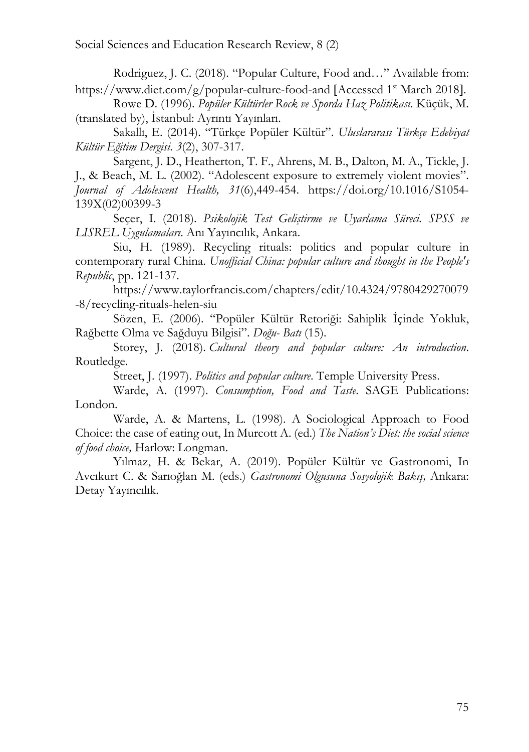Rodriguez, J. C. (2018). "Popular Culture, Food and…" Available from: https://www.diet.com/g/popular-culture-food-and [Accessed 1st March 2018].

Rowe D. (1996). *Popüler Kültürler Rock ve Sporda Haz Politikası*. Küçük, M. (translated by), İstanbul: Ayrıntı Yayınları.

Sakallı, E. (2014). "Türkçe Popüler Kültür". *Uluslararası Türkçe Edebiyat Kültür Eğitim Dergisi*. *3*(2), 307-317.

Sargent, J. D., Heatherton, T. F., Ahrens, M. B., Dalton, M. A., Tickle, J. J., & Beach, M. L. (2002). "Adolescent exposure to extremely violent movies". *Journal of Adolescent Health, 31*(6),449-454. https://doi.org/10.1016/S1054-139X(02)00399-3

Seçer, I. (2018). *Psikolojik Test Geliştirme ve Uyarlama Süreci. SPSS ve LISREL Uygulamaları*. Anı Yayıncılık, Ankara.

Siu, H. (1989). Recycling rituals: politics and popular culture in contemporary rural China. *Unofficial China: popular culture and thought in the People's Republic*, pp. 121-137.

https://www.taylorfrancis.com/chapters/edit/10.4324/9780429270079-8/recycling-rituals-helen-siu

Sözen, E. (2006). "Popüler Kültür Retoriği: Sahiplik İçinde Yokluk, Rağbette Olma ve Sağduyu Bilgisi". *Doğu- Batı* (15).

Storey, J. (2018). *Cultural theory and popular culture: An introduction*. Routledge.

Street, J. (1997). *Politics and popular culture*. Temple University Press.

Warde, A. (1997). *Consumption, Food and Taste*. SAGE Publications: London.

Warde, A. & Martens, L. (1998). A Sociological Approach to Food Choice: the case of eating out, In Murcott A. (ed.) *The Nation's Diet: the social science of food choice,* Harlow: Longman.

Yılmaz, H. & Bekar, A. (2019). Popüler Kültür ve Gastronomi, In Avcıkurt C. & Sarıoğlan M. (eds.) *Gastronomi Olgusuna Sosyolojik Bakış,* Ankara: Detay Yayıncılık.